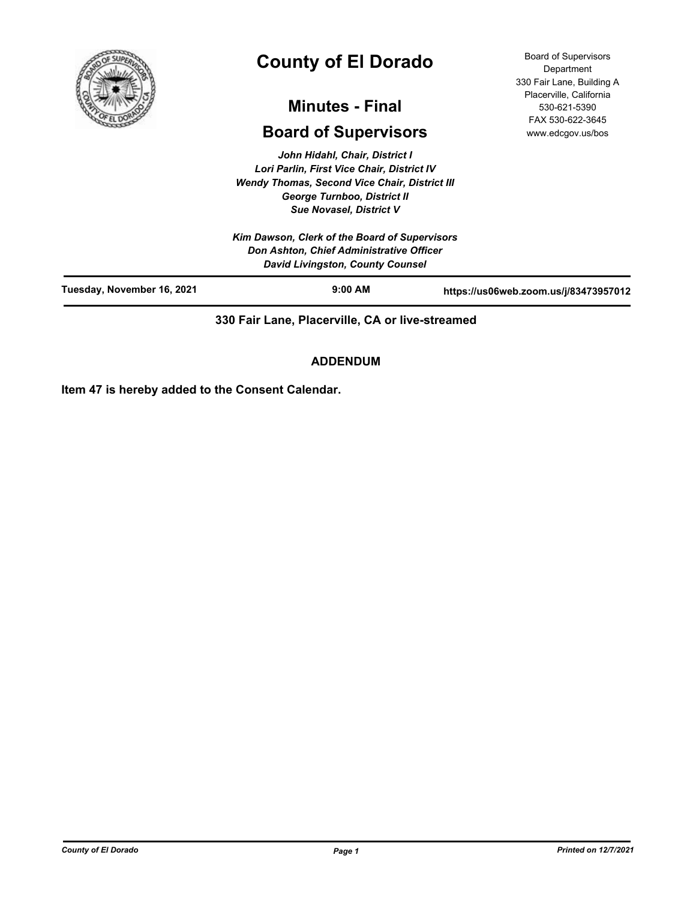# County of El Dorado

## Minutes - Final

## Board of Supervisors

Board of Supervisors Department
330 Fair Lane, Building A
Placerville, California
530-621-5390
FAX 530-622-3645
www.edcgov.us/bos

*John Hidahl, Chair, District I*
*Lori Parlin, First Vice Chair, District IV*
*Wendy Thomas, Second Vice Chair, District III*
*George Turnboo, District II*
*Sue Novasel, District V*

*Kim Dawson, Clerk of the Board of Supervisors*
*Don Ashton, Chief Administrative Officer*
*David Livingston, County Counsel*

**Tuesday, November 16, 2021** | **9:00 AM** | **https://us06web.zoom.us/j/83473957012**

**330 Fair Lane, Placerville, CA or live-streamed**

**ADDENDUM**

**Item 47 is hereby added to the Consent Calendar.**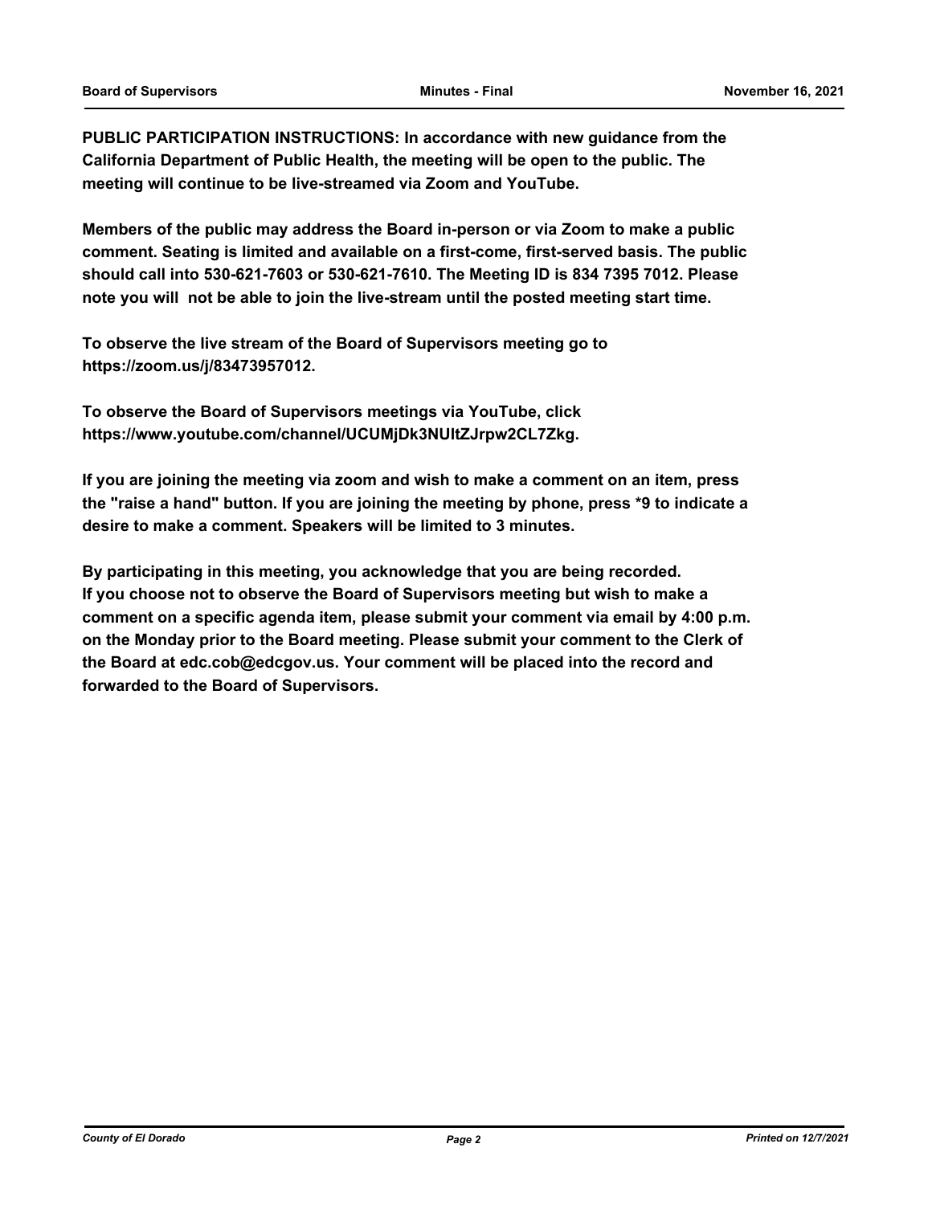**PUBLIC PARTICIPATION INSTRUCTIONS: In accordance with new guidance from the California Department of Public Health, the meeting will be open to the public. The meeting will continue to be live-streamed via Zoom and YouTube.**

**Members of the public may address the Board in-person or via Zoom to make a public comment. Seating is limited and available on a first-come, first-served basis. The public should call into 530-621-7603 or 530-621-7610. The Meeting ID is 834 7395 7012. Please note you will not be able to join the live-stream until the posted meeting start time.**

**To observe the live stream of the Board of Supervisors meeting go to https://zoom.us/j/83473957012.**

**To observe the Board of Supervisors meetings via YouTube, click https://www.youtube.com/channel/UCUMjDk3NUltZJrpw2CL7Zkg.**

**If you are joining the meeting via zoom and wish to make a comment on an item, press the "raise a hand" button. If you are joining the meeting by phone, press *9 to indicate a desire to make a comment. Speakers will be limited to 3 minutes.**

**By participating in this meeting, you acknowledge that you are being recorded. If you choose not to observe the Board of Supervisors meeting but wish to make a comment on a specific agenda item, please submit your comment via email by 4:00 p.m. on the Monday prior to the Board meeting. Please submit your comment to the Clerk of the Board at edc.cob@edcgov.us. Your comment will be placed into the record and forwarded to the Board of Supervisors.**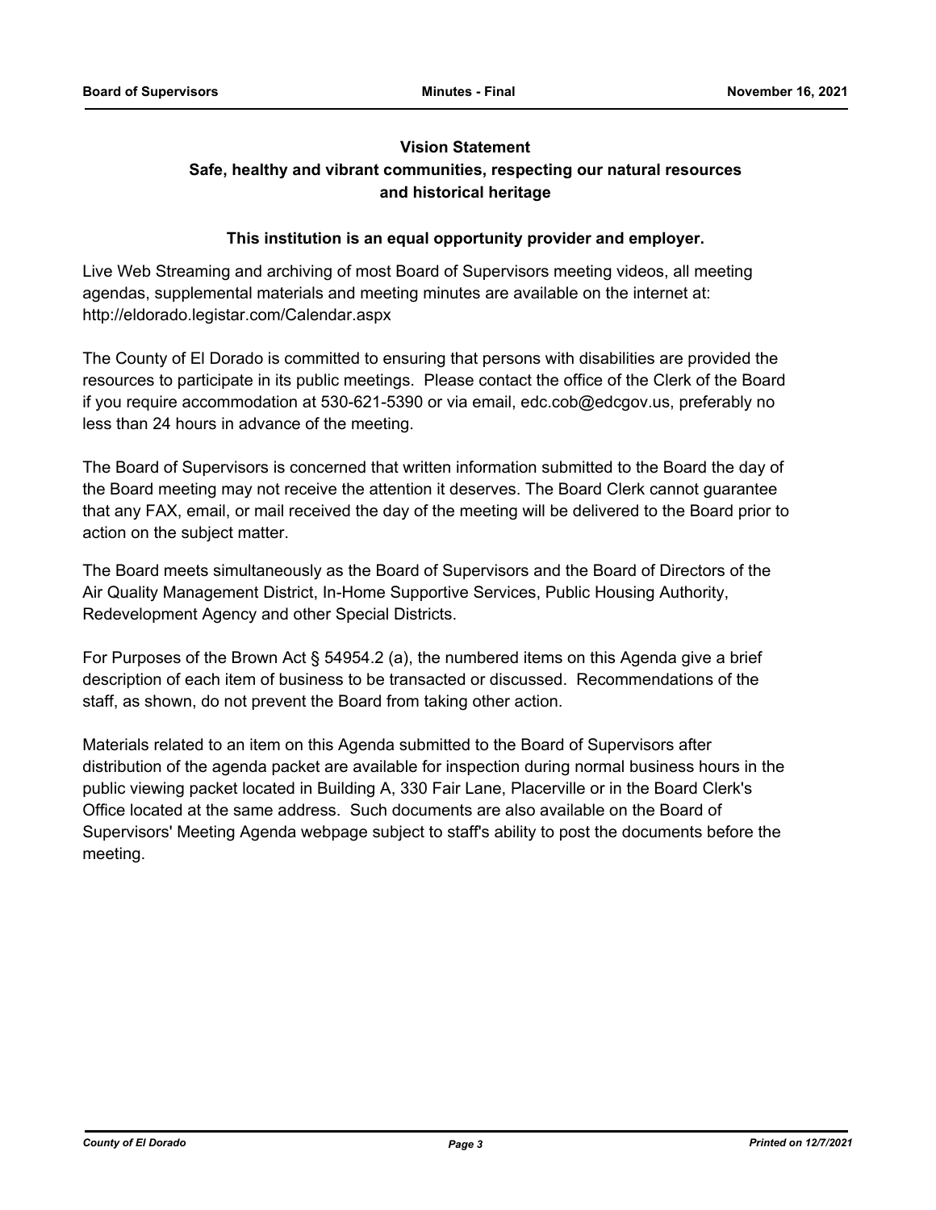**Vision Statement**

**Safe, healthy and vibrant communities, respecting our natural resources and historical heritage**

**This institution is an equal opportunity provider and employer.**

Live Web Streaming and archiving of most Board of Supervisors meeting videos, all meeting agendas, supplemental materials and meeting minutes are available on the internet at: http://eldorado.legistar.com/Calendar.aspx

The County of El Dorado is committed to ensuring that persons with disabilities are provided the resources to participate in its public meetings. Please contact the office of the Clerk of the Board if you require accommodation at 530-621-5390 or via email, edc.cob@edcgov.us, preferably no less than 24 hours in advance of the meeting.

The Board of Supervisors is concerned that written information submitted to the Board the day of the Board meeting may not receive the attention it deserves. The Board Clerk cannot guarantee that any FAX, email, or mail received the day of the meeting will be delivered to the Board prior to action on the subject matter.

The Board meets simultaneously as the Board of Supervisors and the Board of Directors of the Air Quality Management District, In-Home Supportive Services, Public Housing Authority, Redevelopment Agency and other Special Districts.

For Purposes of the Brown Act § 54954.2 (a), the numbered items on this Agenda give a brief description of each item of business to be transacted or discussed. Recommendations of the staff, as shown, do not prevent the Board from taking other action.

Materials related to an item on this Agenda submitted to the Board of Supervisors after distribution of the agenda packet are available for inspection during normal business hours in the public viewing packet located in Building A, 330 Fair Lane, Placerville or in the Board Clerk's Office located at the same address. Such documents are also available on the Board of Supervisors' Meeting Agenda webpage subject to staff's ability to post the documents before the meeting.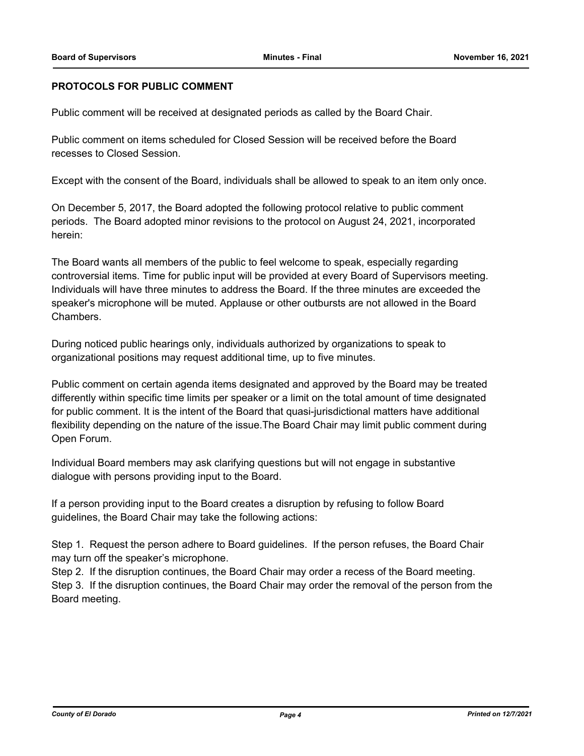**PROTOCOLS FOR PUBLIC COMMENT**

Public comment will be received at designated periods as called by the Board Chair.

Public comment on items scheduled for Closed Session will be received before the Board recesses to Closed Session.

Except with the consent of the Board, individuals shall be allowed to speak to an item only once.

On December 5, 2017, the Board adopted the following protocol relative to public comment periods. The Board adopted minor revisions to the protocol on August 24, 2021, incorporated herein:

The Board wants all members of the public to feel welcome to speak, especially regarding controversial items. Time for public input will be provided at every Board of Supervisors meeting. Individuals will have three minutes to address the Board. If the three minutes are exceeded the speaker's microphone will be muted. Applause or other outbursts are not allowed in the Board Chambers.

During noticed public hearings only, individuals authorized by organizations to speak to organizational positions may request additional time, up to five minutes.

Public comment on certain agenda items designated and approved by the Board may be treated differently within specific time limits per speaker or a limit on the total amount of time designated for public comment. It is the intent of the Board that quasi-jurisdictional matters have additional flexibility depending on the nature of the issue.The Board Chair may limit public comment during Open Forum.

Individual Board members may ask clarifying questions but will not engage in substantive dialogue with persons providing input to the Board.

If a person providing input to the Board creates a disruption by refusing to follow Board guidelines, the Board Chair may take the following actions:

Step 1. Request the person adhere to Board guidelines. If the person refuses, the Board Chair may turn off the speaker's microphone.
Step 2. If the disruption continues, the Board Chair may order a recess of the Board meeting.
Step 3. If the disruption continues, the Board Chair may order the removal of the person from the Board meeting.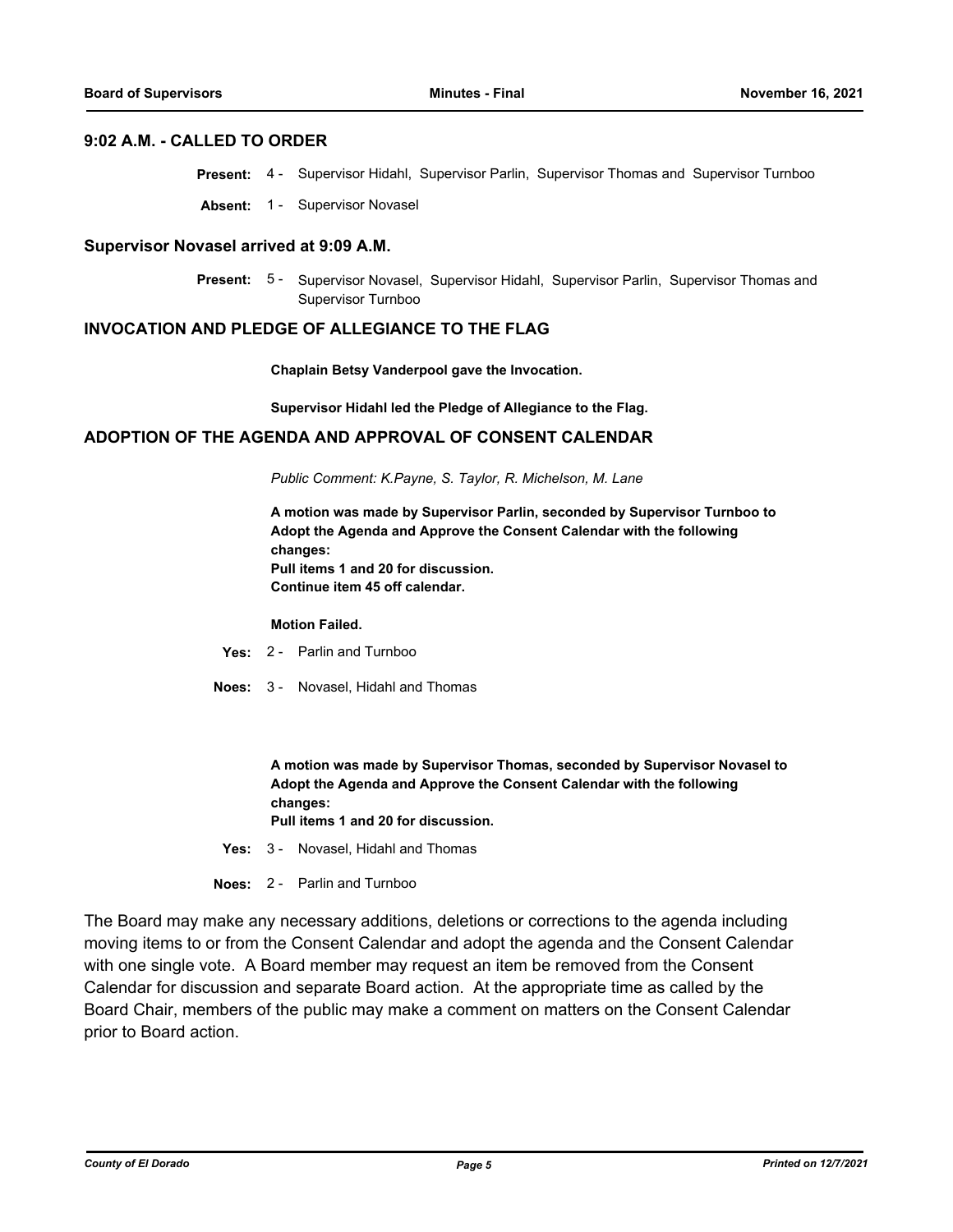## 9:02 A.M. - CALLED TO ORDER

**Present:** 4 - Supervisor Hidahl, Supervisor Parlin, Supervisor Thomas and Supervisor Turnboo

**Absent:** 1 - Supervisor Novasel

## Supervisor Novasel arrived at 9:09 A.M.

**Present:** 5 - Supervisor Novasel, Supervisor Hidahl, Supervisor Parlin, Supervisor Thomas and Supervisor Turnboo

## INVOCATION AND PLEDGE OF ALLEGIANCE TO THE FLAG

**Chaplain Betsy Vanderpool gave the Invocation.**

**Supervisor Hidahl led the Pledge of Allegiance to the Flag.**

## ADOPTION OF THE AGENDA AND APPROVAL OF CONSENT CALENDAR

*Public Comment: K.Payne, S. Taylor, R. Michelson, M. Lane*

**A motion was made by Supervisor Parlin, seconded by Supervisor Turnboo to Adopt the Agenda and Approve the Consent Calendar with the following changes:**
**Pull items 1 and 20 for discussion.**
**Continue item 45 off calendar.**

**Motion Failed.**

**Yes:** 2 - Parlin and Turnboo

**Noes:** 3 - Novasel, Hidahl and Thomas

**A motion was made by Supervisor Thomas, seconded by Supervisor Novasel to Adopt the Agenda and Approve the Consent Calendar with the following changes:**
**Pull items 1 and 20 for discussion.**

**Yes:** 3 - Novasel, Hidahl and Thomas

**Noes:** 2 - Parlin and Turnboo

The Board may make any necessary additions, deletions or corrections to the agenda including moving items to or from the Consent Calendar and adopt the agenda and the Consent Calendar with one single vote. A Board member may request an item be removed from the Consent Calendar for discussion and separate Board action. At the appropriate time as called by the Board Chair, members of the public may make a comment on matters on the Consent Calendar prior to Board action.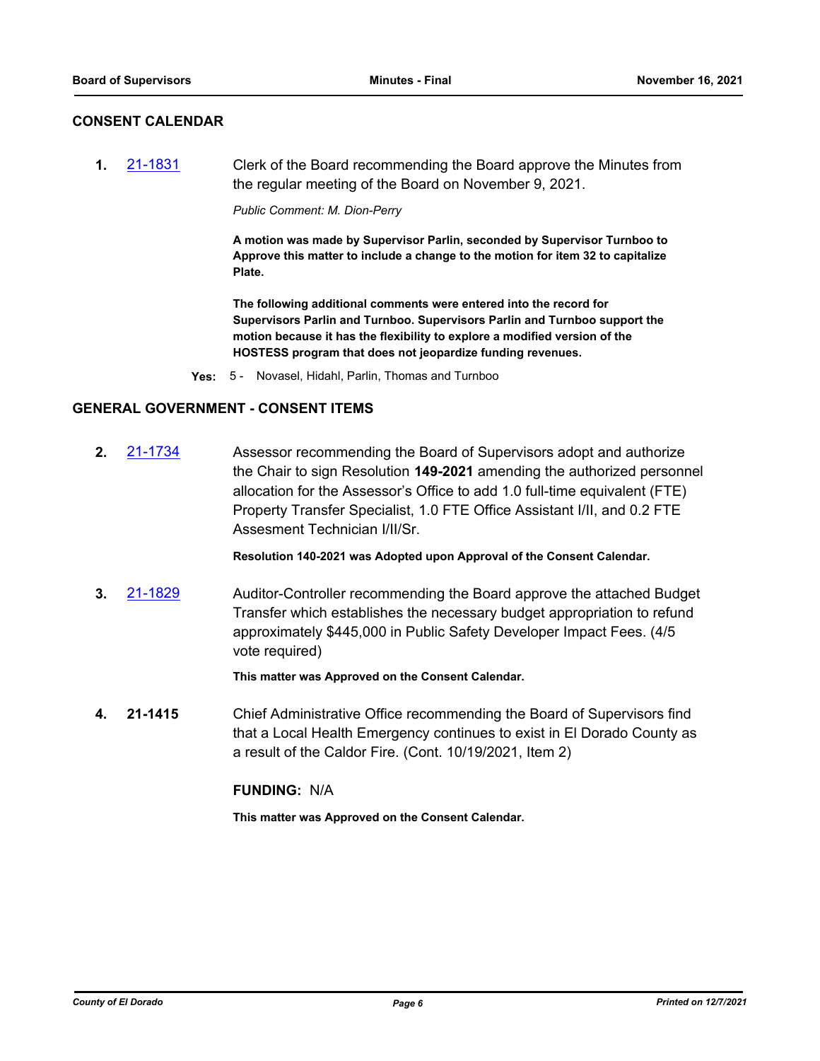## CONSENT CALENDAR

**1.** [21-1831] Clerk of the Board recommending the Board approve the Minutes from the regular meeting of the Board on November 9, 2021.

*Public Comment: M. Dion-Perry*

**A motion was made by Supervisor Parlin, seconded by Supervisor Turnboo to Approve this matter to include a change to the motion for item 32 to capitalize Plate.**

**The following additional comments were entered into the record for Supervisors Parlin and Turnboo. Supervisors Parlin and Turnboo support the motion because it has the flexibility to explore a modified version of the HOSTESS program that does not jeopardize funding revenues.**

**Yes:** 5 - Novasel, Hidahl, Parlin, Thomas and Turnboo

## GENERAL GOVERNMENT - CONSENT ITEMS

**2.** [21-1734] Assessor recommending the Board of Supervisors adopt and authorize the Chair to sign Resolution **149-2021** amending the authorized personnel allocation for the Assessor's Office to add 1.0 full-time equivalent (FTE) Property Transfer Specialist, 1.0 FTE Office Assistant I/II, and 0.2 FTE Assesment Technician I/II/Sr.

**Resolution 140-2021 was Adopted upon Approval of the Consent Calendar.**

**3.** [21-1829] Auditor-Controller recommending the Board approve the attached Budget Transfer which establishes the necessary budget appropriation to refund approximately $445,000 in Public Safety Developer Impact Fees. (4/5 vote required)

**This matter was Approved on the Consent Calendar.**

**4.** **21-1415** Chief Administrative Office recommending the Board of Supervisors find that a Local Health Emergency continues to exist in El Dorado County as a result of the Caldor Fire. (Cont. 10/19/2021, Item 2)

**FUNDING:** N/A

**This matter was Approved on the Consent Calendar.**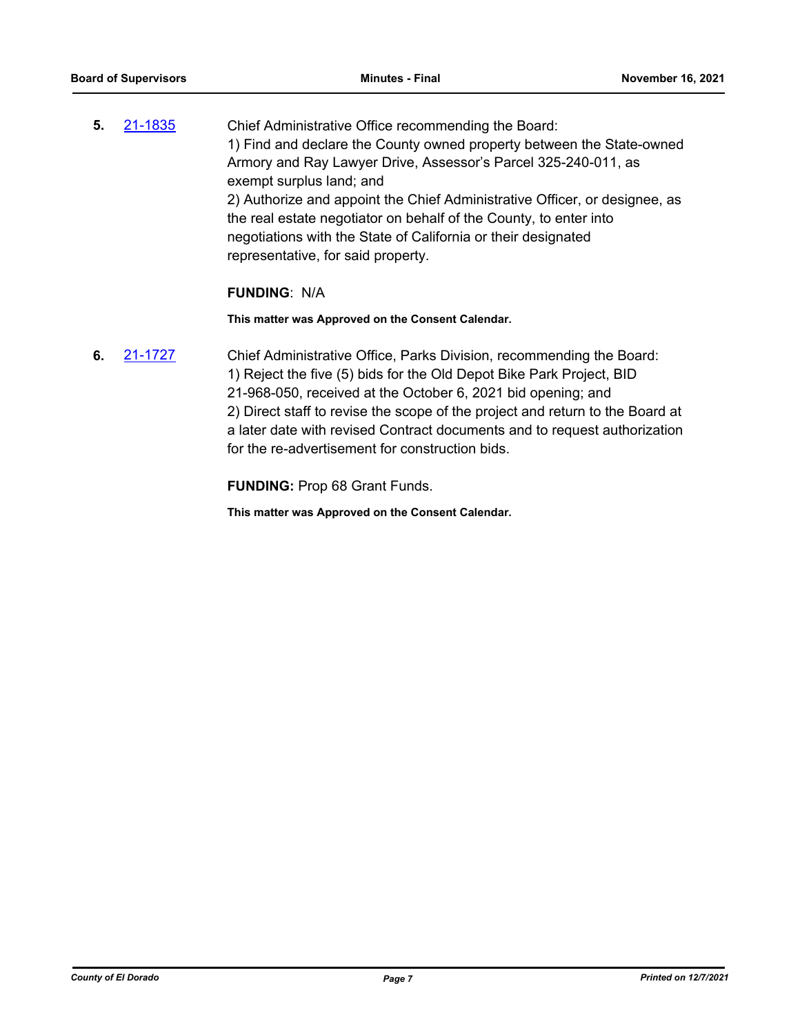**5.** 21-1835 Chief Administrative Office recommending the Board:
1) Find and declare the County owned property between the State-owned Armory and Ray Lawyer Drive, Assessor's Parcel 325-240-011, as exempt surplus land; and
2) Authorize and appoint the Chief Administrative Officer, or designee, as the real estate negotiator on behalf of the County, to enter into negotiations with the State of California or their designated representative, for said property.

**FUNDING**: N/A

**This matter was Approved on the Consent Calendar.**

**6.** 21-1727 Chief Administrative Office, Parks Division, recommending the Board:
1) Reject the five (5) bids for the Old Depot Bike Park Project, BID 21-968-050, received at the October 6, 2021 bid opening; and
2) Direct staff to revise the scope of the project and return to the Board at a later date with revised Contract documents and to request authorization for the re-advertisement for construction bids.

**FUNDING:** Prop 68 Grant Funds.

**This matter was Approved on the Consent Calendar.**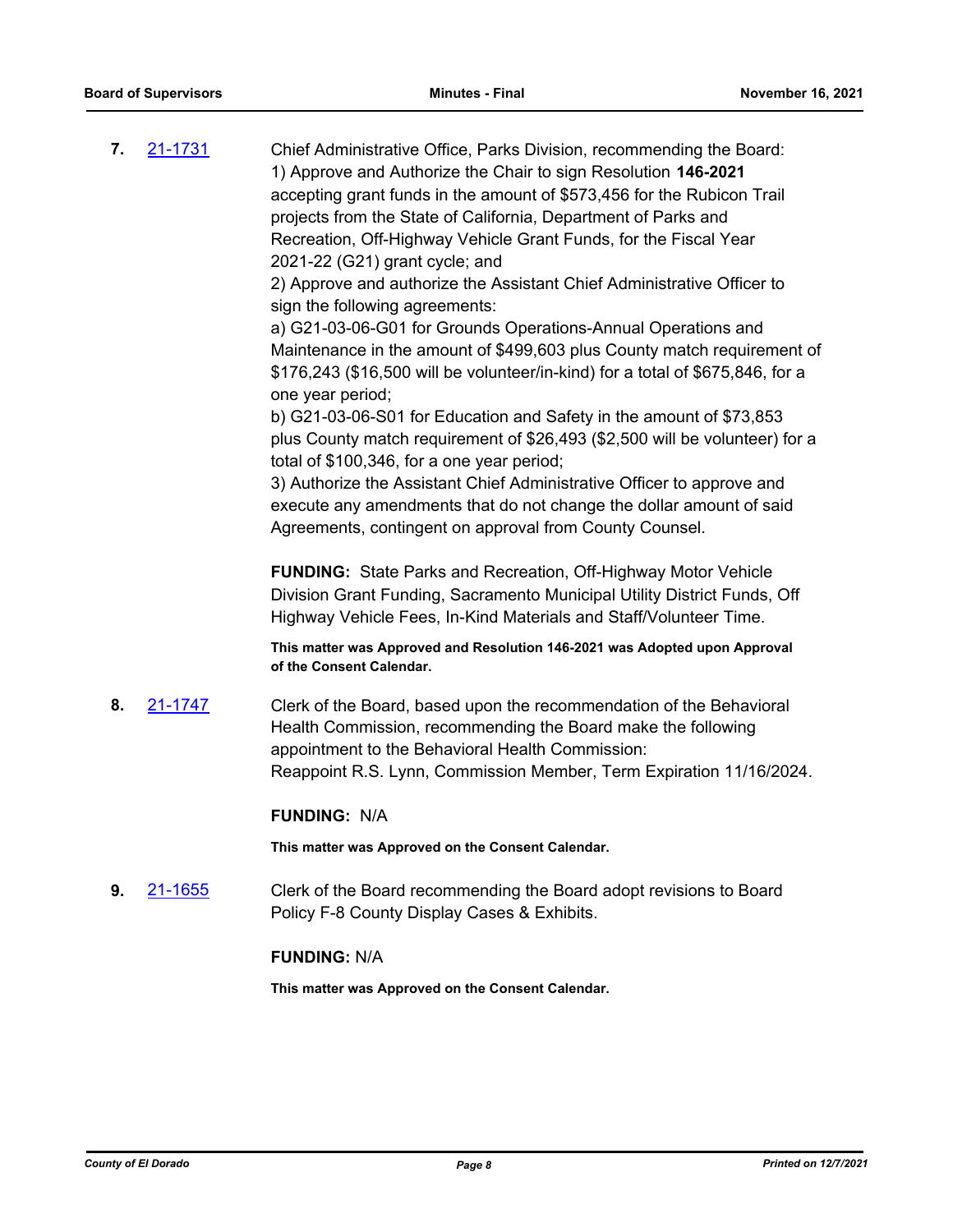**7.** 21-1731 Chief Administrative Office, Parks Division, recommending the Board:
1) Approve and Authorize the Chair to sign Resolution **146-2021** accepting grant funds in the amount of $573,456 for the Rubicon Trail projects from the State of California, Department of Parks and Recreation, Off-Highway Vehicle Grant Funds, for the Fiscal Year 2021-22 (G21) grant cycle; and
2) Approve and authorize the Assistant Chief Administrative Officer to sign the following agreements:
a) G21-03-06-G01 for Grounds Operations-Annual Operations and Maintenance in the amount of $499,603 plus County match requirement of $176,243 ($16,500 will be volunteer/in-kind) for a total of $675,846, for a one year period;
b) G21-03-06-S01 for Education and Safety in the amount of $73,853 plus County match requirement of $26,493 ($2,500 will be volunteer) for a total of $100,346, for a one year period;
3) Authorize the Assistant Chief Administrative Officer to approve and execute any amendments that do not change the dollar amount of said Agreements, contingent on approval from County Counsel.

**FUNDING:** State Parks and Recreation, Off-Highway Motor Vehicle Division Grant Funding, Sacramento Municipal Utility District Funds, Off Highway Vehicle Fees, In-Kind Materials and Staff/Volunteer Time.

**This matter was Approved and Resolution 146-2021 was Adopted upon Approval of the Consent Calendar.**

**8.** 21-1747 Clerk of the Board, based upon the recommendation of the Behavioral Health Commission, recommending the Board make the following appointment to the Behavioral Health Commission:
Reappoint R.S. Lynn, Commission Member, Term Expiration 11/16/2024.

**FUNDING:** N/A

**This matter was Approved on the Consent Calendar.**

**9.** 21-1655 Clerk of the Board recommending the Board adopt revisions to Board Policy F-8 County Display Cases & Exhibits.

**FUNDING:** N/A

**This matter was Approved on the Consent Calendar.**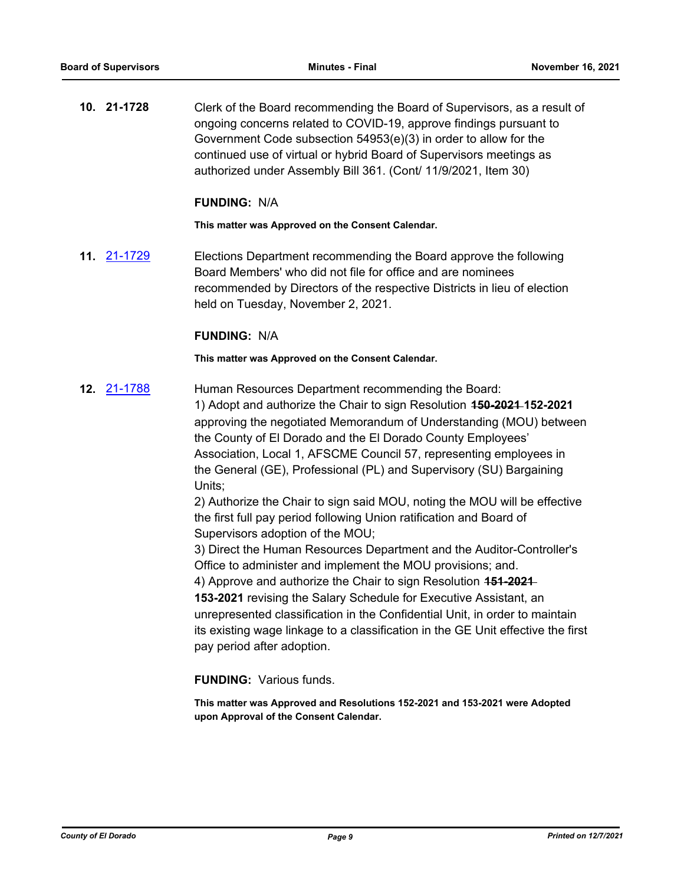**10. 21-1728** Clerk of the Board recommending the Board of Supervisors, as a result of ongoing concerns related to COVID-19, approve findings pursuant to Government Code subsection 54953(e)(3) in order to allow for the continued use of virtual or hybrid Board of Supervisors meetings as authorized under Assembly Bill 361. (Cont/ 11/9/2021, Item 30)

**FUNDING:** N/A

**This matter was Approved on the Consent Calendar.**

**11. [21-1729]** Elections Department recommending the Board approve the following Board Members' who did not file for office and are nominees recommended by Directors of the respective Districts in lieu of election held on Tuesday, November 2, 2021.

**FUNDING:** N/A

**This matter was Approved on the Consent Calendar.**

**12. [21-1788]** Human Resources Department recommending the Board:

1) Adopt and authorize the Chair to sign Resolution ~~**150-2021**~~ **152-2021** approving the negotiated Memorandum of Understanding (MOU) between the County of El Dorado and the El Dorado County Employees' Association, Local 1, AFSCME Council 57, representing employees in the General (GE), Professional (PL) and Supervisory (SU) Bargaining Units;

2) Authorize the Chair to sign said MOU, noting the MOU will be effective the first full pay period following Union ratification and Board of Supervisors adoption of the MOU;

3) Direct the Human Resources Department and the Auditor-Controller's Office to administer and implement the MOU provisions; and.

4) Approve and authorize the Chair to sign Resolution ~~**151-2021**~~ **153-2021** revising the Salary Schedule for Executive Assistant, an unrepresented classification in the Confidential Unit, in order to maintain its existing wage linkage to a classification in the GE Unit effective the first pay period after adoption.

**FUNDING:** Various funds.

**This matter was Approved and Resolutions 152-2021 and 153-2021 were Adopted upon Approval of the Consent Calendar.**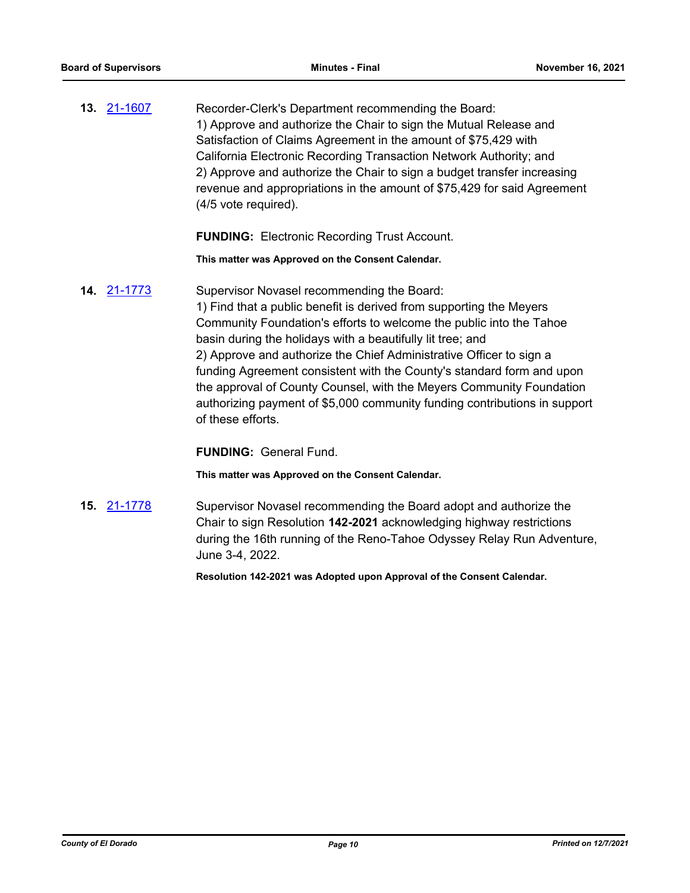**13.** [21-1607](21-1607)

Recorder-Clerk's Department recommending the Board:
1) Approve and authorize the Chair to sign the Mutual Release and Satisfaction of Claims Agreement in the amount of $75,429 with California Electronic Recording Transaction Network Authority; and
2) Approve and authorize the Chair to sign a budget transfer increasing revenue and appropriations in the amount of $75,429 for said Agreement (4/5 vote required).

**FUNDING:** Electronic Recording Trust Account.

**This matter was Approved on the Consent Calendar.**

**14.** [21-1773](21-1773)

Supervisor Novasel recommending the Board:
1) Find that a public benefit is derived from supporting the Meyers Community Foundation's efforts to welcome the public into the Tahoe basin during the holidays with a beautifully lit tree; and
2) Approve and authorize the Chief Administrative Officer to sign a funding Agreement consistent with the County's standard form and upon the approval of County Counsel, with the Meyers Community Foundation authorizing payment of $5,000 community funding contributions in support of these efforts.

**FUNDING:** General Fund.

**This matter was Approved on the Consent Calendar.**

**15.** [21-1778](21-1778)

Supervisor Novasel recommending the Board adopt and authorize the Chair to sign Resolution **142-2021** acknowledging highway restrictions during the 16th running of the Reno-Tahoe Odyssey Relay Run Adventure, June 3-4, 2022.

**Resolution 142-2021 was Adopted upon Approval of the Consent Calendar.**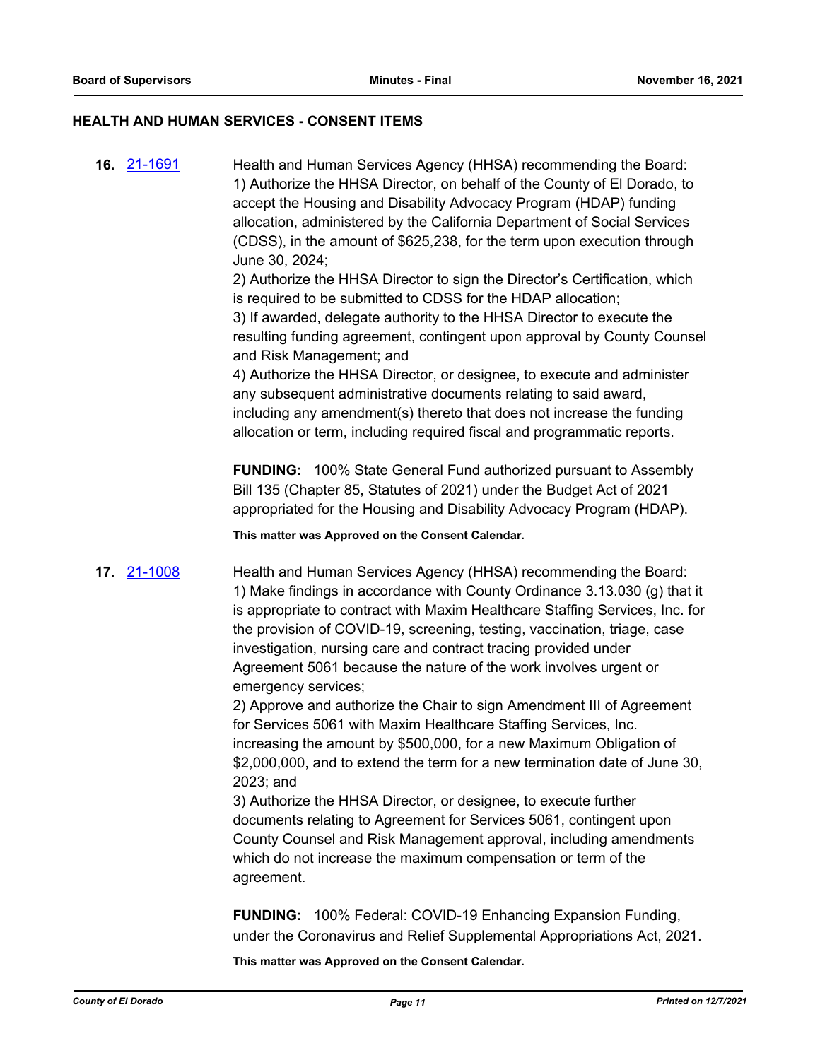## HEALTH AND HUMAN SERVICES - CONSENT ITEMS

**16.** [21-1691](21-1691)

Health and Human Services Agency (HHSA) recommending the Board:
1) Authorize the HHSA Director, on behalf of the County of El Dorado, to accept the Housing and Disability Advocacy Program (HDAP) funding allocation, administered by the California Department of Social Services (CDSS), in the amount of $625,238, for the term upon execution through June 30, 2024;
2) Authorize the HHSA Director to sign the Director's Certification, which is required to be submitted to CDSS for the HDAP allocation;
3) If awarded, delegate authority to the HHSA Director to execute the resulting funding agreement, contingent upon approval by County Counsel and Risk Management; and
4) Authorize the HHSA Director, or designee, to execute and administer any subsequent administrative documents relating to said award, including any amendment(s) thereto that does not increase the funding allocation or term, including required fiscal and programmatic reports.

**FUNDING:** 100% State General Fund authorized pursuant to Assembly Bill 135 (Chapter 85, Statutes of 2021) under the Budget Act of 2021 appropriated for the Housing and Disability Advocacy Program (HDAP).

**This matter was Approved on the Consent Calendar.**

**17.** [21-1008](21-1008)

Health and Human Services Agency (HHSA) recommending the Board:
1) Make findings in accordance with County Ordinance 3.13.030 (g) that it is appropriate to contract with Maxim Healthcare Staffing Services, Inc. for the provision of COVID-19, screening, testing, vaccination, triage, case investigation, nursing care and contract tracing provided under Agreement 5061 because the nature of the work involves urgent or emergency services;
2) Approve and authorize the Chair to sign Amendment III of Agreement for Services 5061 with Maxim Healthcare Staffing Services, Inc. increasing the amount by $500,000, for a new Maximum Obligation of $2,000,000, and to extend the term for a new termination date of June 30, 2023; and
3) Authorize the HHSA Director, or designee, to execute further documents relating to Agreement for Services 5061, contingent upon County Counsel and Risk Management approval, including amendments which do not increase the maximum compensation or term of the agreement.

**FUNDING:** 100% Federal: COVID-19 Enhancing Expansion Funding, under the Coronavirus and Relief Supplemental Appropriations Act, 2021.

**This matter was Approved on the Consent Calendar.**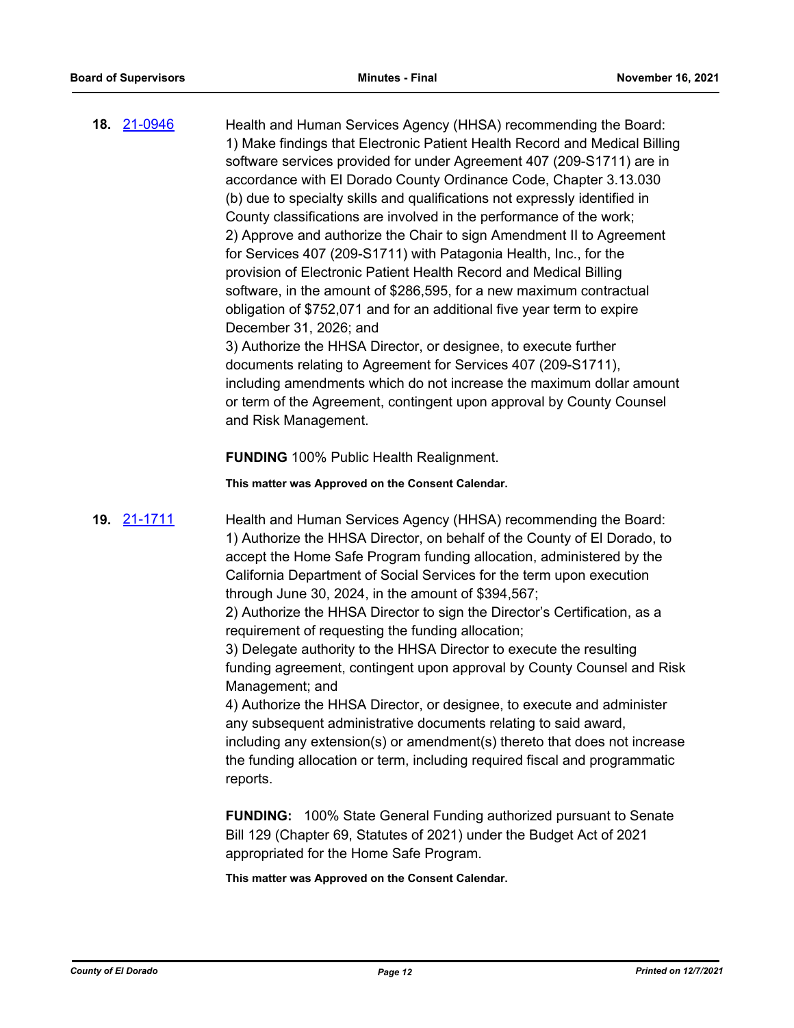**18.** 21-0946 Health and Human Services Agency (HHSA) recommending the Board:
1) Make findings that Electronic Patient Health Record and Medical Billing software services provided for under Agreement 407 (209-S1711) are in accordance with El Dorado County Ordinance Code, Chapter 3.13.030 (b) due to specialty skills and qualifications not expressly identified in County classifications are involved in the performance of the work;
2) Approve and authorize the Chair to sign Amendment II to Agreement for Services 407 (209-S1711) with Patagonia Health, Inc., for the provision of Electronic Patient Health Record and Medical Billing software, in the amount of $286,595, for a new maximum contractual obligation of $752,071 and for an additional five year term to expire December 31, 2026; and
3) Authorize the HHSA Director, or designee, to execute further documents relating to Agreement for Services 407 (209-S1711), including amendments which do not increase the maximum dollar amount or term of the Agreement, contingent upon approval by County Counsel and Risk Management.

**FUNDING** 100% Public Health Realignment.

**This matter was Approved on the Consent Calendar.**

**19.** 21-1711 Health and Human Services Agency (HHSA) recommending the Board:
1) Authorize the HHSA Director, on behalf of the County of El Dorado, to accept the Home Safe Program funding allocation, administered by the California Department of Social Services for the term upon execution through June 30, 2024, in the amount of $394,567;
2) Authorize the HHSA Director to sign the Director's Certification, as a requirement of requesting the funding allocation;
3) Delegate authority to the HHSA Director to execute the resulting funding agreement, contingent upon approval by County Counsel and Risk Management; and
4) Authorize the HHSA Director, or designee, to execute and administer any subsequent administrative documents relating to said award, including any extension(s) or amendment(s) thereto that does not increase the funding allocation or term, including required fiscal and programmatic reports.

**FUNDING:** 100% State General Funding authorized pursuant to Senate Bill 129 (Chapter 69, Statutes of 2021) under the Budget Act of 2021 appropriated for the Home Safe Program.

**This matter was Approved on the Consent Calendar.**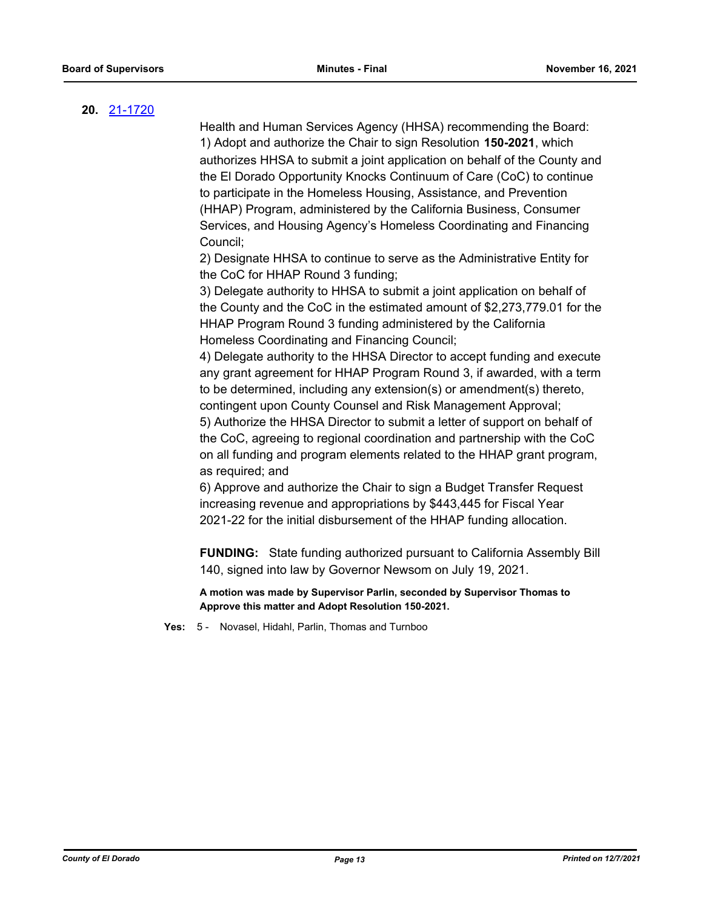**20.** [21-1720](21-1720)

Health and Human Services Agency (HHSA) recommending the Board:
1) Adopt and authorize the Chair to sign Resolution **150-2021**, which authorizes HHSA to submit a joint application on behalf of the County and the El Dorado Opportunity Knocks Continuum of Care (CoC) to continue to participate in the Homeless Housing, Assistance, and Prevention (HHAP) Program, administered by the California Business, Consumer Services, and Housing Agency's Homeless Coordinating and Financing Council;
2) Designate HHSA to continue to serve as the Administrative Entity for the CoC for HHAP Round 3 funding;
3) Delegate authority to HHSA to submit a joint application on behalf of the County and the CoC in the estimated amount of $2,273,779.01 for the HHAP Program Round 3 funding administered by the California Homeless Coordinating and Financing Council;
4) Delegate authority to the HHSA Director to accept funding and execute any grant agreement for HHAP Program Round 3, if awarded, with a term to be determined, including any extension(s) or amendment(s) thereto, contingent upon County Counsel and Risk Management Approval;
5) Authorize the HHSA Director to submit a letter of support on behalf of the CoC, agreeing to regional coordination and partnership with the CoC on all funding and program elements related to the HHAP grant program, as required; and
6) Approve and authorize the Chair to sign a Budget Transfer Request increasing revenue and appropriations by $443,445 for Fiscal Year 2021-22 for the initial disbursement of the HHAP funding allocation.

**FUNDING:** State funding authorized pursuant to California Assembly Bill 140, signed into law by Governor Newsom on July 19, 2021.

**A motion was made by Supervisor Parlin, seconded by Supervisor Thomas to Approve this matter and Adopt Resolution 150-2021.**

**Yes:** 5 - Novasel, Hidahl, Parlin, Thomas and Turnboo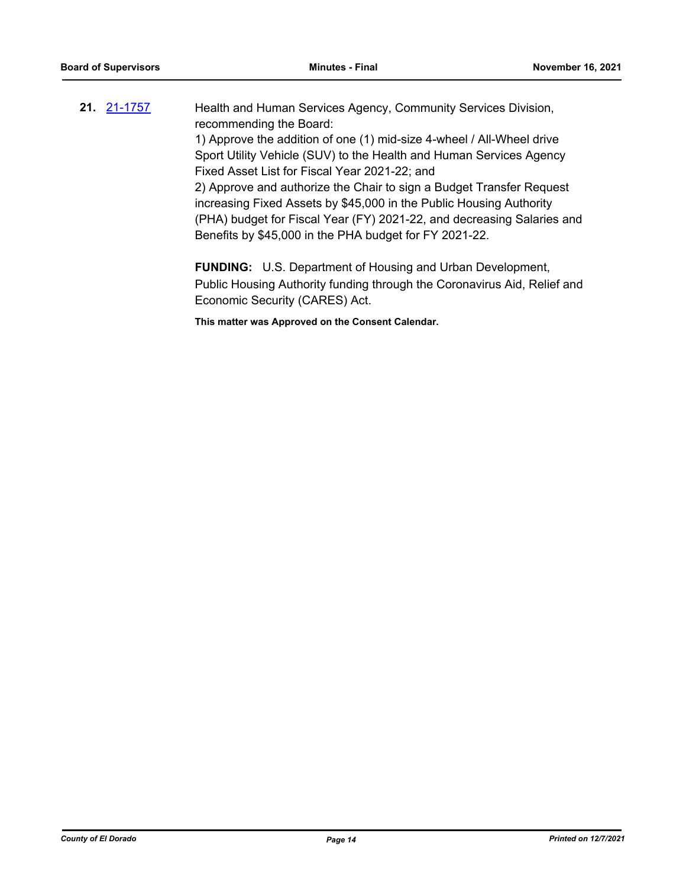**21.** [21-1757](21-1757)

Health and Human Services Agency, Community Services Division, recommending the Board:

1) Approve the addition of one (1) mid-size 4-wheel / All-Wheel drive Sport Utility Vehicle (SUV) to the Health and Human Services Agency Fixed Asset List for Fiscal Year 2021-22; and

2) Approve and authorize the Chair to sign a Budget Transfer Request increasing Fixed Assets by $45,000 in the Public Housing Authority (PHA) budget for Fiscal Year (FY) 2021-22, and decreasing Salaries and Benefits by $45,000 in the PHA budget for FY 2021-22.

**FUNDING:** U.S. Department of Housing and Urban Development, Public Housing Authority funding through the Coronavirus Aid, Relief and Economic Security (CARES) Act.

**This matter was Approved on the Consent Calendar.**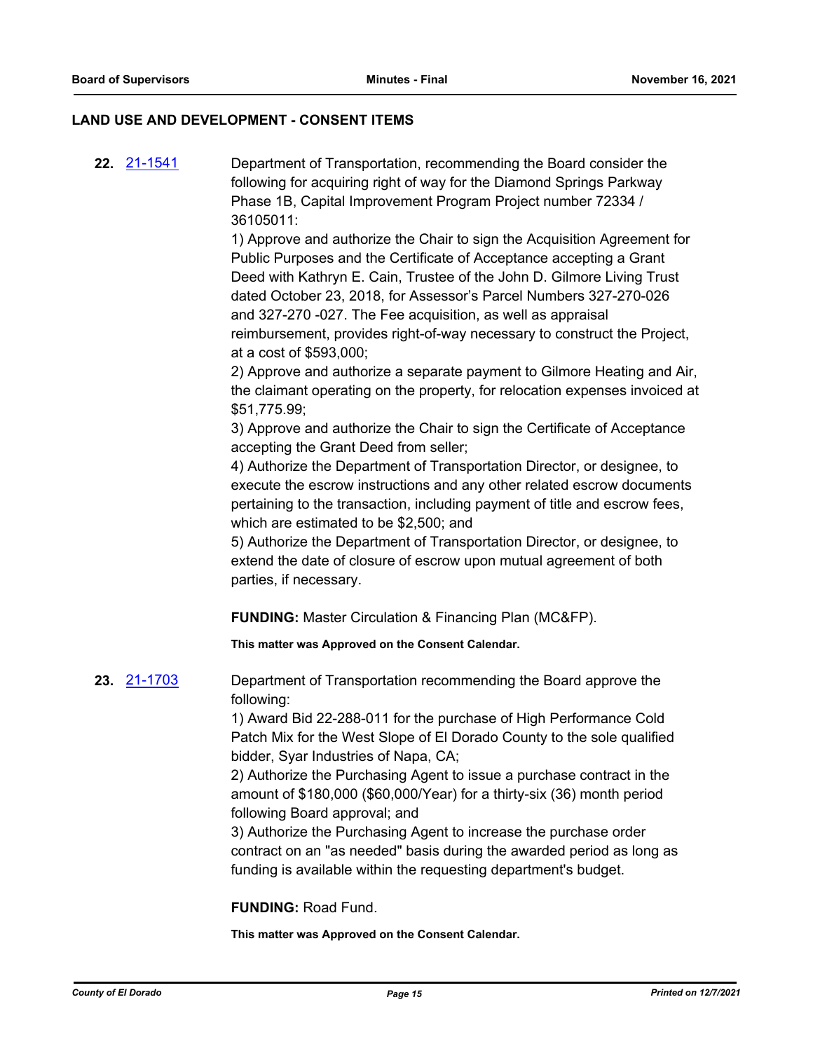## LAND USE AND DEVELOPMENT - CONSENT ITEMS

**22.** [21-1541](21-1541) Department of Transportation, recommending the Board consider the following for acquiring right of way for the Diamond Springs Parkway Phase 1B, Capital Improvement Program Project number 72334 / 36105011:

1) Approve and authorize the Chair to sign the Acquisition Agreement for Public Purposes and the Certificate of Acceptance accepting a Grant Deed with Kathryn E. Cain, Trustee of the John D. Gilmore Living Trust dated October 23, 2018, for Assessor's Parcel Numbers 327-270-026 and 327-270 -027. The Fee acquisition, as well as appraisal reimbursement, provides right-of-way necessary to construct the Project, at a cost of $593,000;

2) Approve and authorize a separate payment to Gilmore Heating and Air, the claimant operating on the property, for relocation expenses invoiced at $51,775.99;

3) Approve and authorize the Chair to sign the Certificate of Acceptance accepting the Grant Deed from seller;

4) Authorize the Department of Transportation Director, or designee, to execute the escrow instructions and any other related escrow documents pertaining to the transaction, including payment of title and escrow fees, which are estimated to be $2,500; and

5) Authorize the Department of Transportation Director, or designee, to extend the date of closure of escrow upon mutual agreement of both parties, if necessary.

**FUNDING:** Master Circulation & Financing Plan (MC&FP).

**This matter was Approved on the Consent Calendar.**

**23.** [21-1703](21-1703) Department of Transportation recommending the Board approve the following:

1) Award Bid 22-288-011 for the purchase of High Performance Cold Patch Mix for the West Slope of El Dorado County to the sole qualified bidder, Syar Industries of Napa, CA;

2) Authorize the Purchasing Agent to issue a purchase contract in the amount of $180,000 ($60,000/Year) for a thirty-six (36) month period following Board approval; and

3) Authorize the Purchasing Agent to increase the purchase order contract on an "as needed" basis during the awarded period as long as funding is available within the requesting department's budget.

**FUNDING:** Road Fund.

**This matter was Approved on the Consent Calendar.**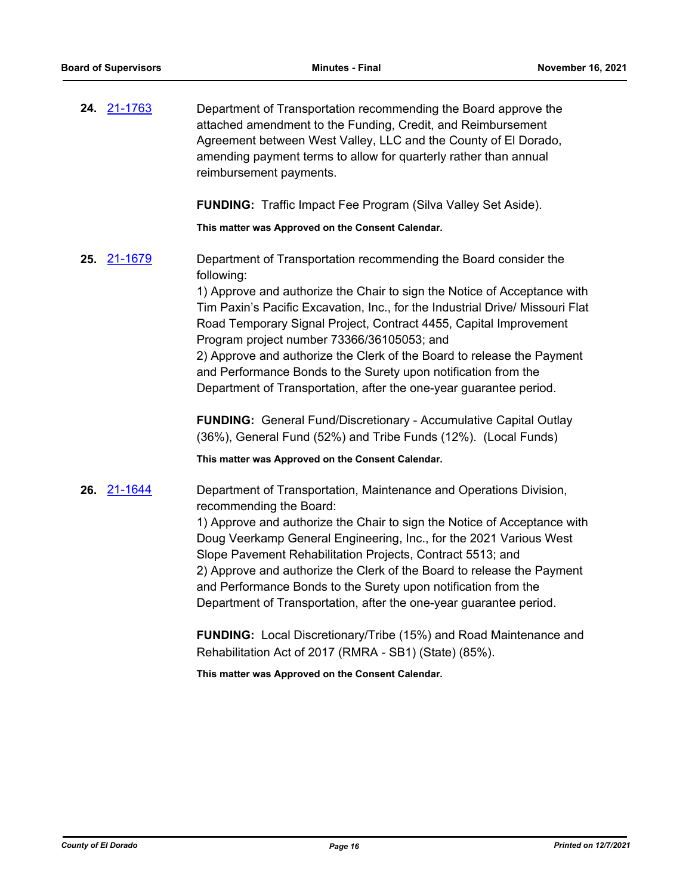**24.** [21-1763](21-1763)

Department of Transportation recommending the Board approve the attached amendment to the Funding, Credit, and Reimbursement Agreement between West Valley, LLC and the County of El Dorado, amending payment terms to allow for quarterly rather than annual reimbursement payments.

**FUNDING:** Traffic Impact Fee Program (Silva Valley Set Aside).

**This matter was Approved on the Consent Calendar.**

**25.** [21-1679](21-1679)

Department of Transportation recommending the Board consider the following:

1) Approve and authorize the Chair to sign the Notice of Acceptance with Tim Paxin's Pacific Excavation, Inc., for the Industrial Drive/ Missouri Flat Road Temporary Signal Project, Contract 4455, Capital Improvement Program project number 73366/36105053; and

2) Approve and authorize the Clerk of the Board to release the Payment and Performance Bonds to the Surety upon notification from the Department of Transportation, after the one-year guarantee period.

**FUNDING:** General Fund/Discretionary - Accumulative Capital Outlay (36%), General Fund (52%) and Tribe Funds (12%). (Local Funds)

**This matter was Approved on the Consent Calendar.**

**26.** [21-1644](21-1644)

Department of Transportation, Maintenance and Operations Division, recommending the Board:

1) Approve and authorize the Chair to sign the Notice of Acceptance with Doug Veerkamp General Engineering, Inc., for the 2021 Various West Slope Pavement Rehabilitation Projects, Contract 5513; and

2) Approve and authorize the Clerk of the Board to release the Payment and Performance Bonds to the Surety upon notification from the Department of Transportation, after the one-year guarantee period.

**FUNDING:** Local Discretionary/Tribe (15%) and Road Maintenance and Rehabilitation Act of 2017 (RMRA - SB1) (State) (85%).

**This matter was Approved on the Consent Calendar.**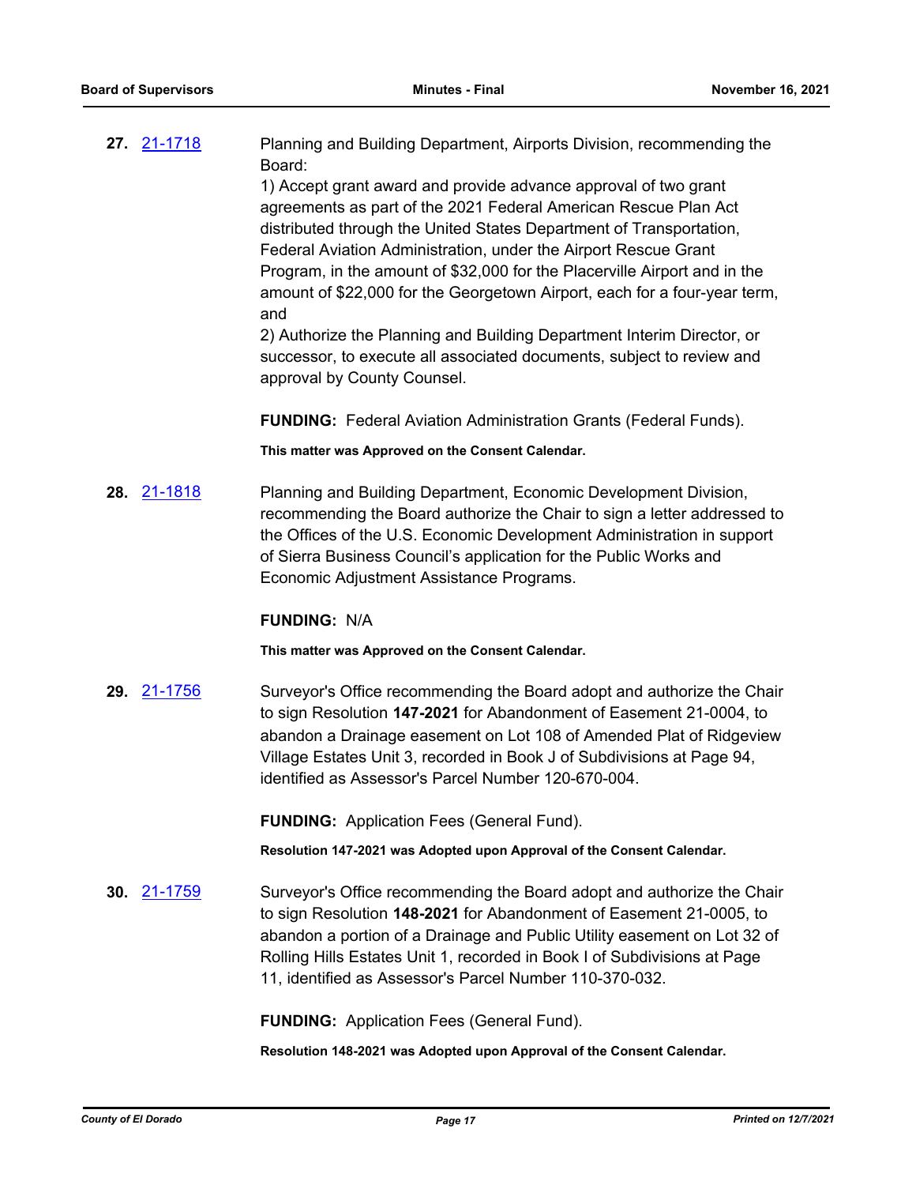**27.** 21-1718

Planning and Building Department, Airports Division, recommending the Board:
1) Accept grant award and provide advance approval of two grant agreements as part of the 2021 Federal American Rescue Plan Act distributed through the United States Department of Transportation, Federal Aviation Administration, under the Airport Rescue Grant Program, in the amount of $32,000 for the Placerville Airport and in the amount of $22,000 for the Georgetown Airport, each for a four-year term, and
2) Authorize the Planning and Building Department Interim Director, or successor, to execute all associated documents, subject to review and approval by County Counsel.

**FUNDING:** Federal Aviation Administration Grants (Federal Funds).

**This matter was Approved on the Consent Calendar.**

**28.** 21-1818

Planning and Building Department, Economic Development Division, recommending the Board authorize the Chair to sign a letter addressed to the Offices of the U.S. Economic Development Administration in support of Sierra Business Council's application for the Public Works and Economic Adjustment Assistance Programs.

**FUNDING:** N/A

**This matter was Approved on the Consent Calendar.**

**29.** 21-1756

Surveyor's Office recommending the Board adopt and authorize the Chair to sign Resolution **147-2021** for Abandonment of Easement 21-0004, to abandon a Drainage easement on Lot 108 of Amended Plat of Ridgeview Village Estates Unit 3, recorded in Book J of Subdivisions at Page 94, identified as Assessor's Parcel Number 120-670-004.

**FUNDING:** Application Fees (General Fund).

**Resolution 147-2021 was Adopted upon Approval of the Consent Calendar.**

**30.** 21-1759

Surveyor's Office recommending the Board adopt and authorize the Chair to sign Resolution **148-2021** for Abandonment of Easement 21-0005, to abandon a portion of a Drainage and Public Utility easement on Lot 32 of Rolling Hills Estates Unit 1, recorded in Book I of Subdivisions at Page 11, identified as Assessor's Parcel Number 110-370-032.

**FUNDING:** Application Fees (General Fund).

**Resolution 148-2021 was Adopted upon Approval of the Consent Calendar.**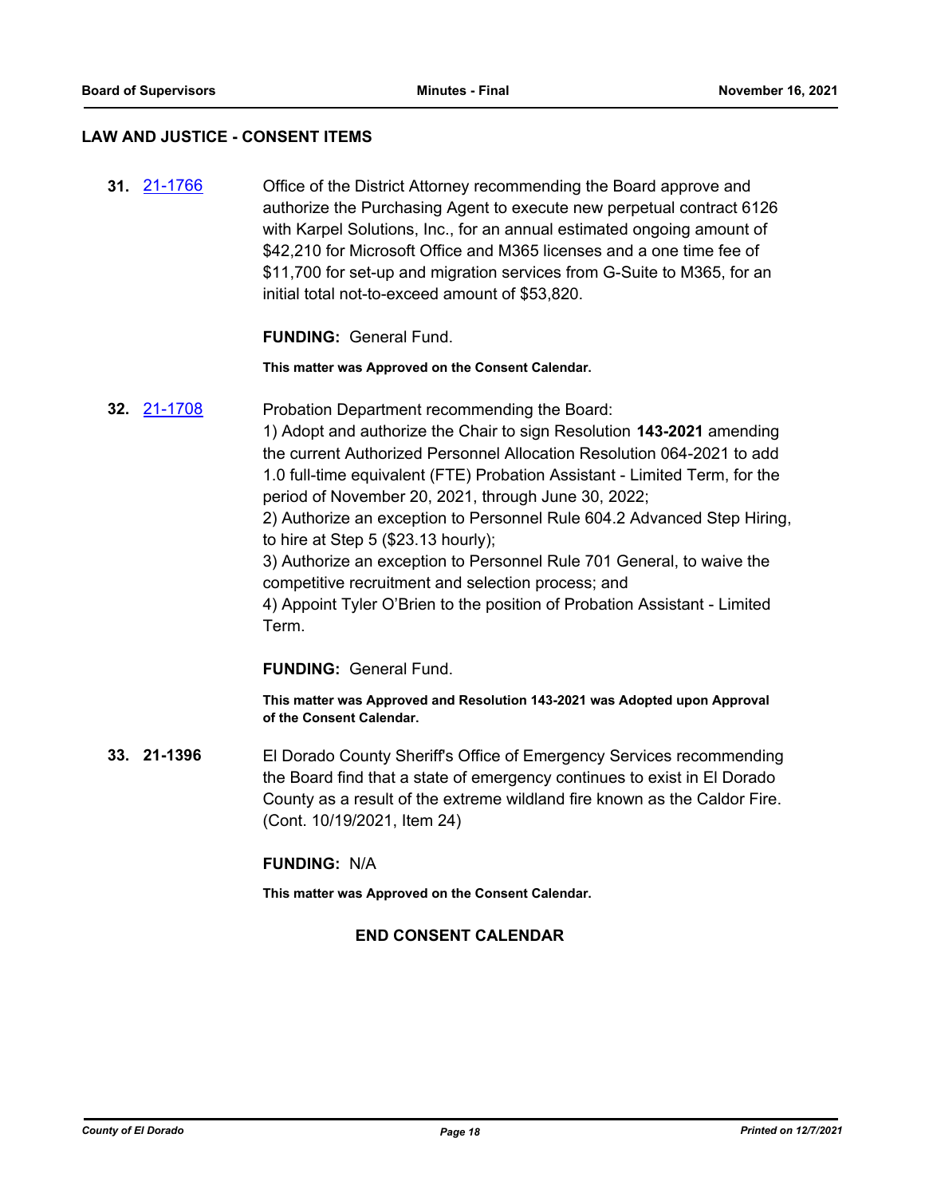## LAW AND JUSTICE - CONSENT ITEMS

**31.** [21-1766](21-1766) Office of the District Attorney recommending the Board approve and authorize the Purchasing Agent to execute new perpetual contract 6126 with Karpel Solutions, Inc., for an annual estimated ongoing amount of $42,210 for Microsoft Office and M365 licenses and a one time fee of $11,700 for set-up and migration services from G-Suite to M365, for an initial total not-to-exceed amount of $53,820.

**FUNDING:** General Fund.

**This matter was Approved on the Consent Calendar.**

**32.** [21-1708](21-1708) Probation Department recommending the Board:

1) Adopt and authorize the Chair to sign Resolution **143-2021** amending the current Authorized Personnel Allocation Resolution 064-2021 to add 1.0 full-time equivalent (FTE) Probation Assistant - Limited Term, for the period of November 20, 2021, through June 30, 2022;

2) Authorize an exception to Personnel Rule 604.2 Advanced Step Hiring, to hire at Step 5 ($23.13 hourly);

3) Authorize an exception to Personnel Rule 701 General, to waive the competitive recruitment and selection process; and

4) Appoint Tyler O'Brien to the position of Probation Assistant - Limited Term.

**FUNDING:** General Fund.

**This matter was Approved and Resolution 143-2021 was Adopted upon Approval of the Consent Calendar.**

**33. 21-1396** El Dorado County Sheriff's Office of Emergency Services recommending the Board find that a state of emergency continues to exist in El Dorado County as a result of the extreme wildland fire known as the Caldor Fire. (Cont. 10/19/2021, Item 24)

**FUNDING:** N/A

**This matter was Approved on the Consent Calendar.**

**END CONSENT CALENDAR**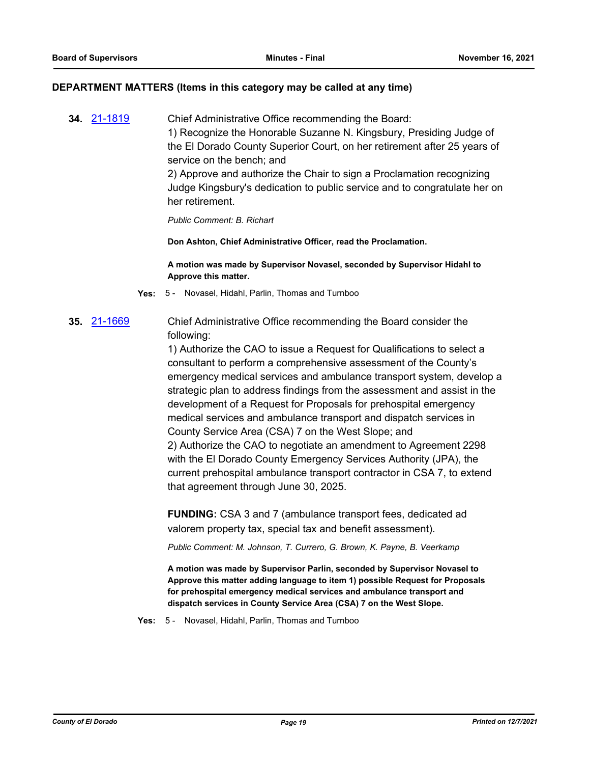## DEPARTMENT MATTERS (Items in this category may be called at any time)

**34.** 21-1819

Chief Administrative Office recommending the Board:
1) Recognize the Honorable Suzanne N. Kingsbury, Presiding Judge of the El Dorado County Superior Court, on her retirement after 25 years of service on the bench; and
2) Approve and authorize the Chair to sign a Proclamation recognizing Judge Kingsbury's dedication to public service and to congratulate her on her retirement.

*Public Comment: B. Richart*

**Don Ashton, Chief Administrative Officer, read the Proclamation.**

**A motion was made by Supervisor Novasel, seconded by Supervisor Hidahl to Approve this matter.**

**Yes:** 5 - Novasel, Hidahl, Parlin, Thomas and Turnboo

**35.** 21-1669

Chief Administrative Office recommending the Board consider the following:
1) Authorize the CAO to issue a Request for Qualifications to select a consultant to perform a comprehensive assessment of the County's emergency medical services and ambulance transport system, develop a strategic plan to address findings from the assessment and assist in the development of a Request for Proposals for prehospital emergency medical services and ambulance transport and dispatch services in County Service Area (CSA) 7 on the West Slope; and
2) Authorize the CAO to negotiate an amendment to Agreement 2298 with the El Dorado County Emergency Services Authority (JPA), the current prehospital ambulance transport contractor in CSA 7, to extend that agreement through June 30, 2025.

**FUNDING:** CSA 3 and 7 (ambulance transport fees, dedicated ad valorem property tax, special tax and benefit assessment).

*Public Comment: M. Johnson, T. Currero, G. Brown, K. Payne, B. Veerkamp*

**A motion was made by Supervisor Parlin, seconded by Supervisor Novasel to Approve this matter adding language to item 1) possible Request for Proposals for prehospital emergency medical services and ambulance transport and dispatch services in County Service Area (CSA) 7 on the West Slope.**

**Yes:** 5 - Novasel, Hidahl, Parlin, Thomas and Turnboo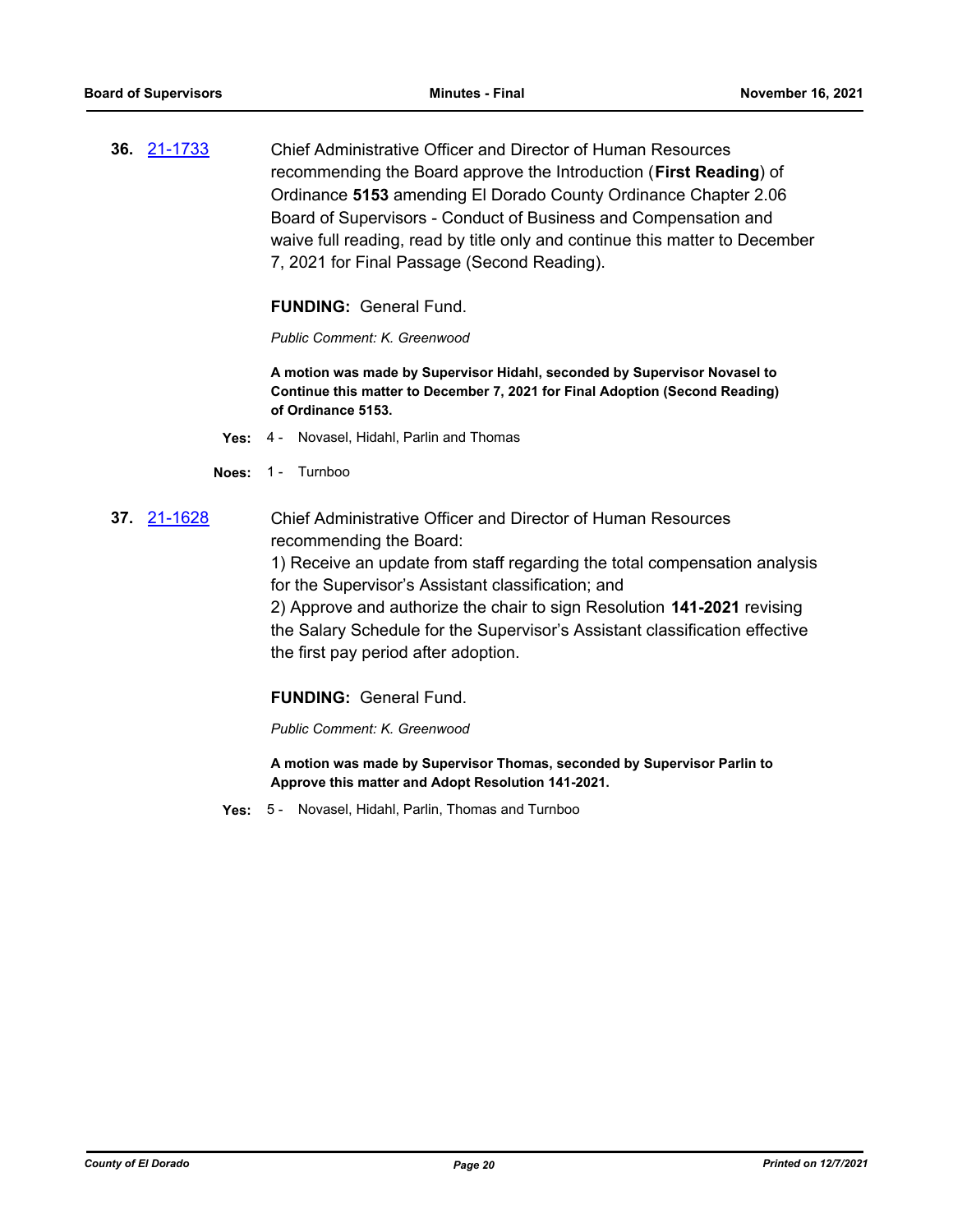**36.** [21-1733](#)

Chief Administrative Officer and Director of Human Resources recommending the Board approve the Introduction (**First Reading**) of Ordinance **5153** amending El Dorado County Ordinance Chapter 2.06 Board of Supervisors - Conduct of Business and Compensation and waive full reading, read by title only and continue this matter to December 7, 2021 for Final Passage (Second Reading).

**FUNDING:** General Fund.

*Public Comment: K. Greenwood*

**A motion was made by Supervisor Hidahl, seconded by Supervisor Novasel to Continue this matter to December 7, 2021 for Final Adoption (Second Reading) of Ordinance 5153.**

**Yes:** 4 - Novasel, Hidahl, Parlin and Thomas

**Noes:** 1 - Turnboo

**37.** [21-1628](#)

Chief Administrative Officer and Director of Human Resources recommending the Board:

1) Receive an update from staff regarding the total compensation analysis for the Supervisor's Assistant classification; and

2) Approve and authorize the chair to sign Resolution **141-2021** revising the Salary Schedule for the Supervisor's Assistant classification effective the first pay period after adoption.

**FUNDING:** General Fund.

*Public Comment: K. Greenwood*

**A motion was made by Supervisor Thomas, seconded by Supervisor Parlin to Approve this matter and Adopt Resolution 141-2021.**

**Yes:** 5 - Novasel, Hidahl, Parlin, Thomas and Turnboo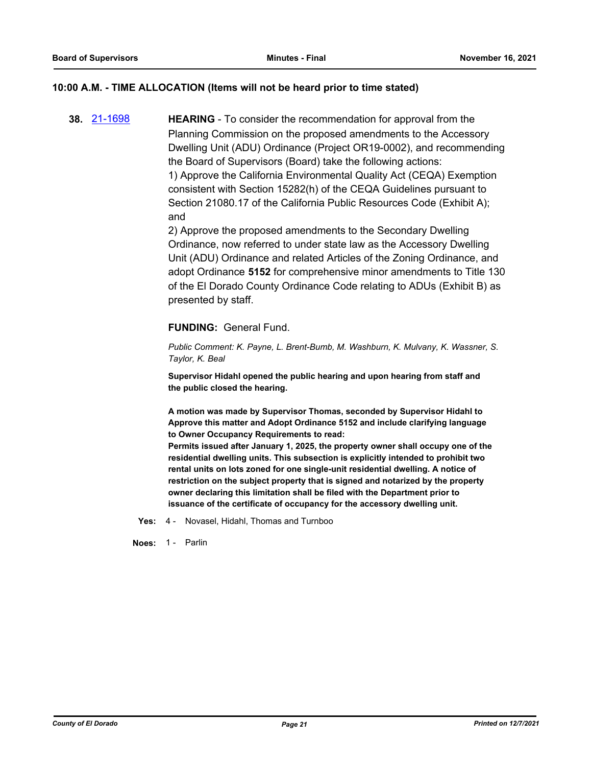## 10:00 A.M. - TIME ALLOCATION (Items will not be heard prior to time stated)

**38.** [21-1698](21-1698) **HEARING** - To consider the recommendation for approval from the Planning Commission on the proposed amendments to the Accessory Dwelling Unit (ADU) Ordinance (Project OR19-0002), and recommending the Board of Supervisors (Board) take the following actions:

1) Approve the California Environmental Quality Act (CEQA) Exemption consistent with Section 15282(h) of the CEQA Guidelines pursuant to Section 21080.17 of the California Public Resources Code (Exhibit A); and

2) Approve the proposed amendments to the Secondary Dwelling Ordinance, now referred to under state law as the Accessory Dwelling Unit (ADU) Ordinance and related Articles of the Zoning Ordinance, and adopt Ordinance **5152** for comprehensive minor amendments to Title 130 of the El Dorado County Ordinance Code relating to ADUs (Exhibit B) as presented by staff.

**FUNDING:** General Fund.

*Public Comment: K. Payne, L. Brent-Bumb, M. Washburn, K. Mulvany, K. Wassner, S. Taylor, K. Beal*

**Supervisor Hidahl opened the public hearing and upon hearing from staff and the public closed the hearing.**

**A motion was made by Supervisor Thomas, seconded by Supervisor Hidahl to Approve this matter and Adopt Ordinance 5152 and include clarifying language to Owner Occupancy Requirements to read:**
**Permits issued after January 1, 2025, the property owner shall occupy one of the residential dwelling units. This subsection is explicitly intended to prohibit two rental units on lots zoned for one single-unit residential dwelling. A notice of restriction on the subject property that is signed and notarized by the property owner declaring this limitation shall be filed with the Department prior to issuance of the certificate of occupancy for the accessory dwelling unit.**

**Yes:** 4 - Novasel, Hidahl, Thomas and Turnboo

**Noes:** 1 - Parlin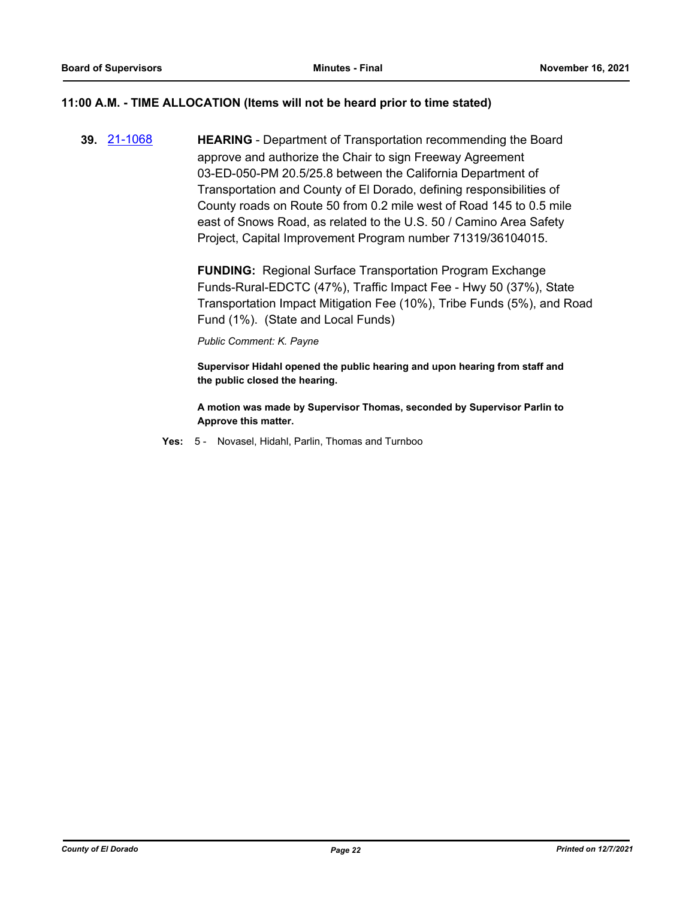## 11:00 A.M. - TIME ALLOCATION (Items will not be heard prior to time stated)

**39.** 21-1068 **HEARING** - Department of Transportation recommending the Board approve and authorize the Chair to sign Freeway Agreement 03-ED-050-PM 20.5/25.8 between the California Department of Transportation and County of El Dorado, defining responsibilities of County roads on Route 50 from 0.2 mile west of Road 145 to 0.5 mile east of Snows Road, as related to the U.S. 50 / Camino Area Safety Project, Capital Improvement Program number 71319/36104015.

**FUNDING:** Regional Surface Transportation Program Exchange Funds-Rural-EDCTC (47%), Traffic Impact Fee - Hwy 50 (37%), State Transportation Impact Mitigation Fee (10%), Tribe Funds (5%), and Road Fund (1%). (State and Local Funds)

*Public Comment: K. Payne*

**Supervisor Hidahl opened the public hearing and upon hearing from staff and the public closed the hearing.**

**A motion was made by Supervisor Thomas, seconded by Supervisor Parlin to Approve this matter.**

**Yes:** 5 - Novasel, Hidahl, Parlin, Thomas and Turnboo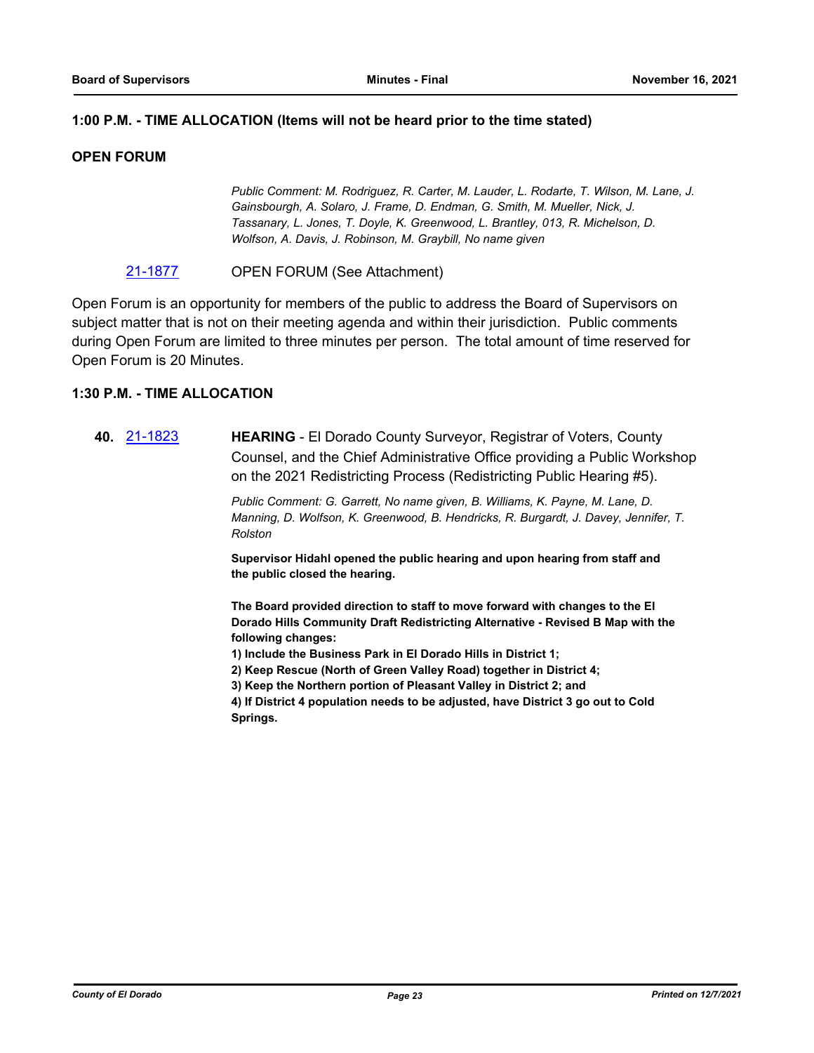**1:00 P.M. - TIME ALLOCATION (Items will not be heard prior to the time stated)**

**OPEN FORUM**

*Public Comment: M. Rodriguez, R. Carter, M. Lauder, L. Rodarte, T. Wilson, M. Lane, J. Gainsbourgh, A. Solaro, J. Frame, D. Endman, G. Smith, M. Mueller, Nick, J. Tassanary, L. Jones, T. Doyle, K. Greenwood, L. Brantley, 013, R. Michelson, D. Wolfson, A. Davis, J. Robinson, M. Graybill, No name given*

21-1877 OPEN FORUM (See Attachment)

Open Forum is an opportunity for members of the public to address the Board of Supervisors on subject matter that is not on their meeting agenda and within their jurisdiction. Public comments during Open Forum are limited to three minutes per person. The total amount of time reserved for Open Forum is 20 Minutes.

**1:30 P.M. - TIME ALLOCATION**

**40.** 21-1823 **HEARING** - El Dorado County Surveyor, Registrar of Voters, County Counsel, and the Chief Administrative Office providing a Public Workshop on the 2021 Redistricting Process (Redistricting Public Hearing #5).

*Public Comment: G. Garrett, No name given, B. Williams, K. Payne, M. Lane, D. Manning, D. Wolfson, K. Greenwood, B. Hendricks, R. Burgardt, J. Davey, Jennifer, T. Rolston*

**Supervisor Hidahl opened the public hearing and upon hearing from staff and the public closed the hearing.**

**The Board provided direction to staff to move forward with changes to the El Dorado Hills Community Draft Redistricting Alternative - Revised B Map with the following changes:**
**1) Include the Business Park in El Dorado Hills in District 1;**
**2) Keep Rescue (North of Green Valley Road) together in District 4;**
**3) Keep the Northern portion of Pleasant Valley in District 2; and**
**4) If District 4 population needs to be adjusted, have District 3 go out to Cold Springs.**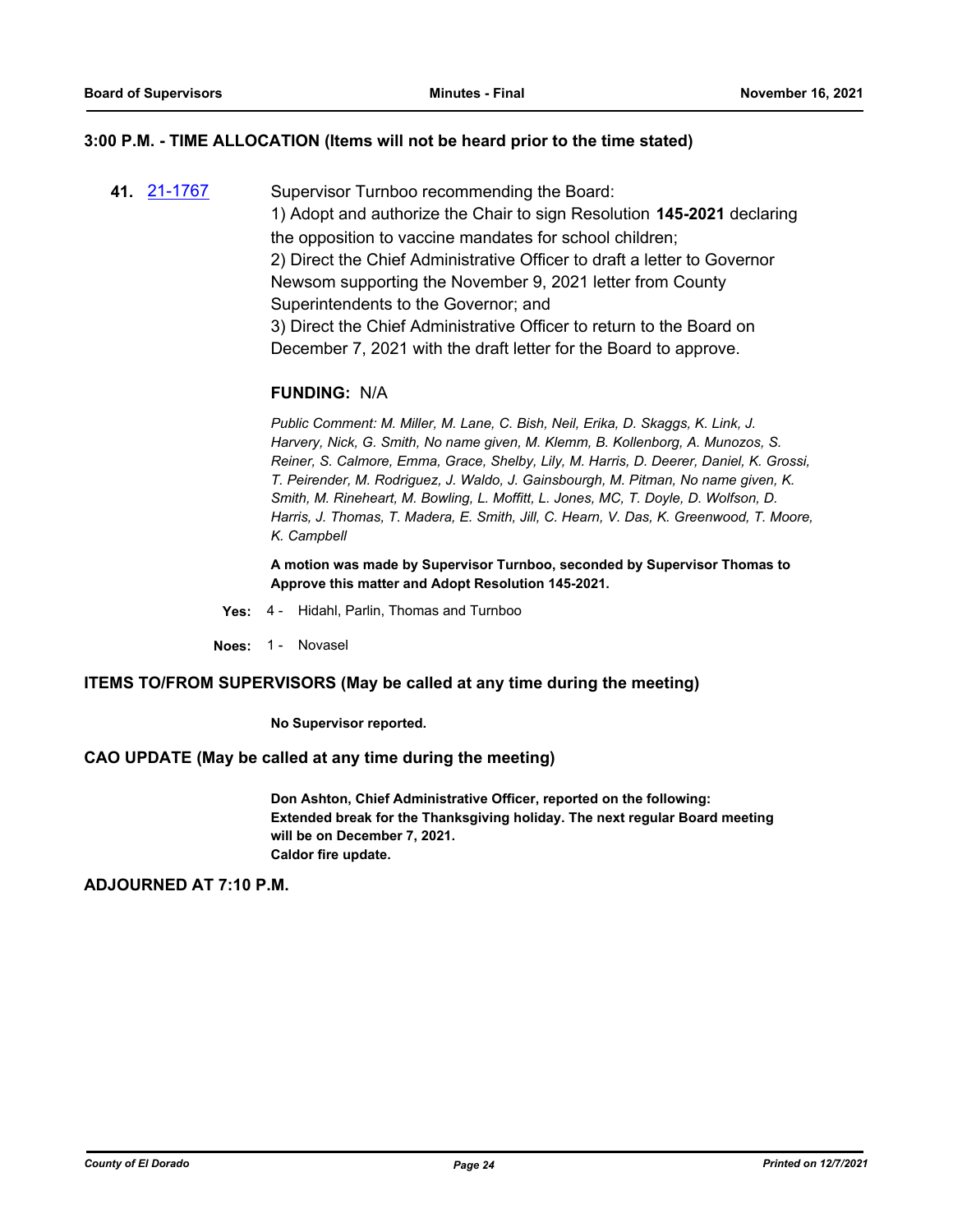## 3:00 P.M. - TIME ALLOCATION (Items will not be heard prior to the time stated)

**41.** [21-1767] Supervisor Turnboo recommending the Board:

1) Adopt and authorize the Chair to sign Resolution **145-2021** declaring the opposition to vaccine mandates for school children;
2) Direct the Chief Administrative Officer to draft a letter to Governor Newsom supporting the November 9, 2021 letter from County Superintendents to the Governor; and
3) Direct the Chief Administrative Officer to return to the Board on December 7, 2021 with the draft letter for the Board to approve.

**FUNDING:** N/A

*Public Comment: M. Miller, M. Lane, C. Bish, Neil, Erika, D. Skaggs, K. Link, J. Harvery, Nick, G. Smith, No name given, M. Klemm, B. Kollenborg, A. Munozos, S. Reiner, S. Calmore, Emma, Grace, Shelby, Lily, M. Harris, D. Deerer, Daniel, K. Grossi, T. Peirender, M. Rodriguez, J. Waldo, J. Gainsbourgh, M. Pitman, No name given, K. Smith, M. Rineheart, M. Bowling, L. Moffitt, L. Jones, MC, T. Doyle, D. Wolfson, D. Harris, J. Thomas, T. Madera, E. Smith, Jill, C. Hearn, V. Das, K. Greenwood, T. Moore, K. Campbell*

**A motion was made by Supervisor Turnboo, seconded by Supervisor Thomas to Approve this matter and Adopt Resolution 145-2021.**

**Yes:** 4 - Hidahl, Parlin, Thomas and Turnboo

**Noes:** 1 - Novasel

## ITEMS TO/FROM SUPERVISORS (May be called at any time during the meeting)

**No Supervisor reported.**

## CAO UPDATE (May be called at any time during the meeting)

**Don Ashton, Chief Administrative Officer, reported on the following:**
**Extended break for the Thanksgiving holiday. The next regular Board meeting will be on December 7, 2021.**
**Caldor fire update.**

## ADJOURNED AT 7:10 P.M.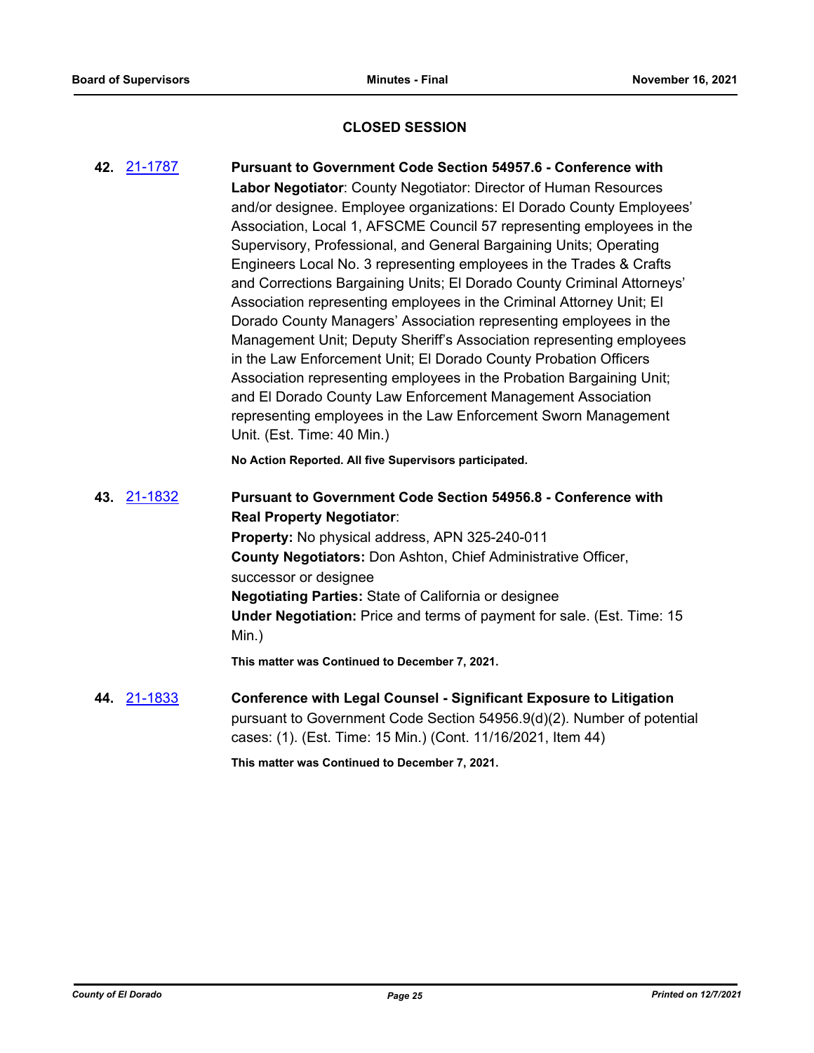## CLOSED SESSION

**42.** 21-1787 **Pursuant to Government Code Section 54957.6 - Conference with Labor Negotiator**: County Negotiator: Director of Human Resources and/or designee. Employee organizations: El Dorado County Employees' Association, Local 1, AFSCME Council 57 representing employees in the Supervisory, Professional, and General Bargaining Units; Operating Engineers Local No. 3 representing employees in the Trades & Crafts and Corrections Bargaining Units; El Dorado County Criminal Attorneys' Association representing employees in the Criminal Attorney Unit; El Dorado County Managers' Association representing employees in the Management Unit; Deputy Sheriff's Association representing employees in the Law Enforcement Unit; El Dorado County Probation Officers Association representing employees in the Probation Bargaining Unit; and El Dorado County Law Enforcement Management Association representing employees in the Law Enforcement Sworn Management Unit. (Est. Time: 40 Min.)

**No Action Reported. All five Supervisors participated.**

**43.** 21-1832 **Pursuant to Government Code Section 54956.8 - Conference with Real Property Negotiator**:

**Property:** No physical address, APN 325-240-011

**County Negotiators:** Don Ashton, Chief Administrative Officer, successor or designee

**Negotiating Parties:** State of California or designee

**Under Negotiation:** Price and terms of payment for sale. (Est. Time: 15 Min.)

**This matter was Continued to December 7, 2021.**

**44.** 21-1833 **Conference with Legal Counsel - Significant Exposure to Litigation** pursuant to Government Code Section 54956.9(d)(2). Number of potential cases: (1). (Est. Time: 15 Min.) (Cont. 11/16/2021, Item 44)

**This matter was Continued to December 7, 2021.**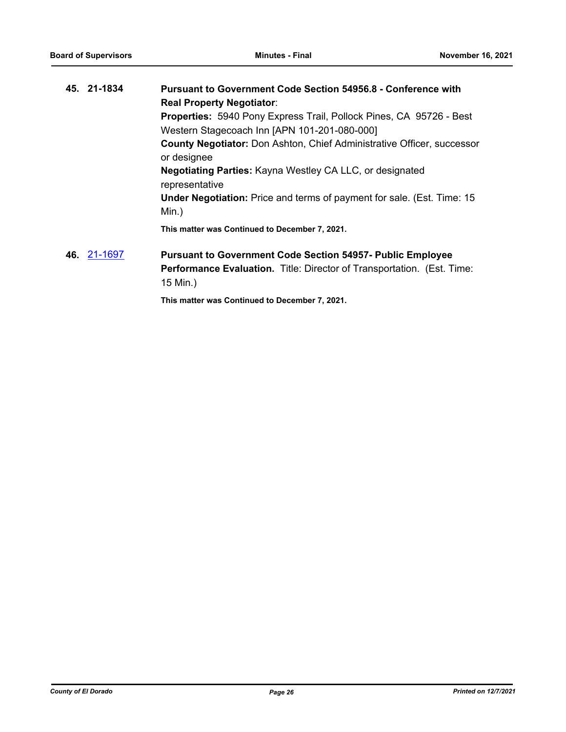**45. 21-1834** **Pursuant to Government Code Section 54956.8 - Conference with Real Property Negotiator**:

**Properties:** 5940 Pony Express Trail, Pollock Pines, CA 95726 - Best Western Stagecoach Inn [APN 101-201-080-000]

**County Negotiator:** Don Ashton, Chief Administrative Officer, successor or designee

**Negotiating Parties:** Kayna Westley CA LLC, or designated representative

**Under Negotiation:** Price and terms of payment for sale. (Est. Time: 15 Min.)

**This matter was Continued to December 7, 2021.**

**46. 21-1697** **Pursuant to Government Code Section 54957- Public Employee Performance Evaluation.** Title: Director of Transportation. (Est. Time: 15 Min.)

**This matter was Continued to December 7, 2021.**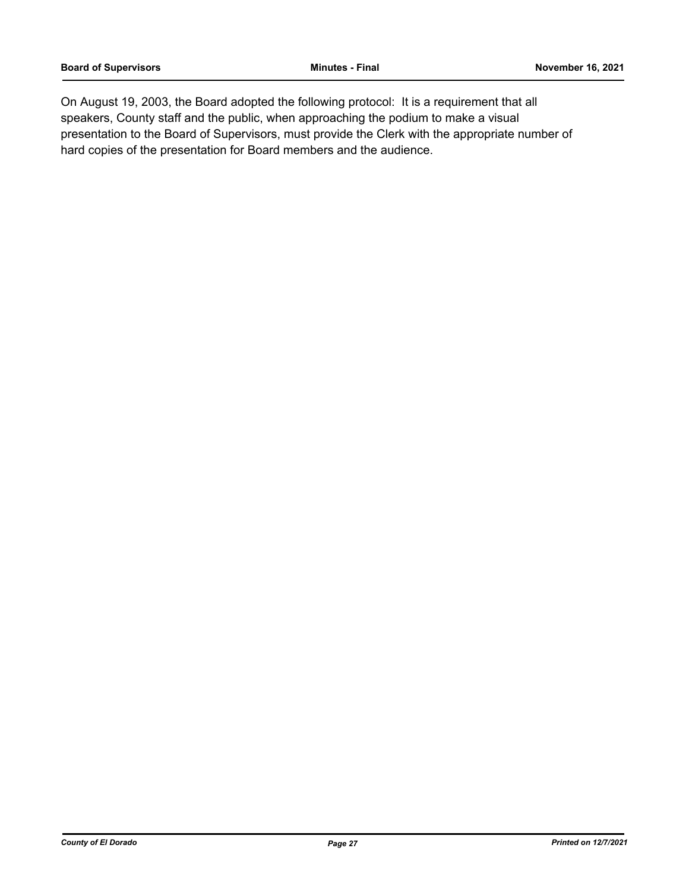On August 19, 2003, the Board adopted the following protocol: It is a requirement that all speakers, County staff and the public, when approaching the podium to make a visual presentation to the Board of Supervisors, must provide the Clerk with the appropriate number of hard copies of the presentation for Board members and the audience.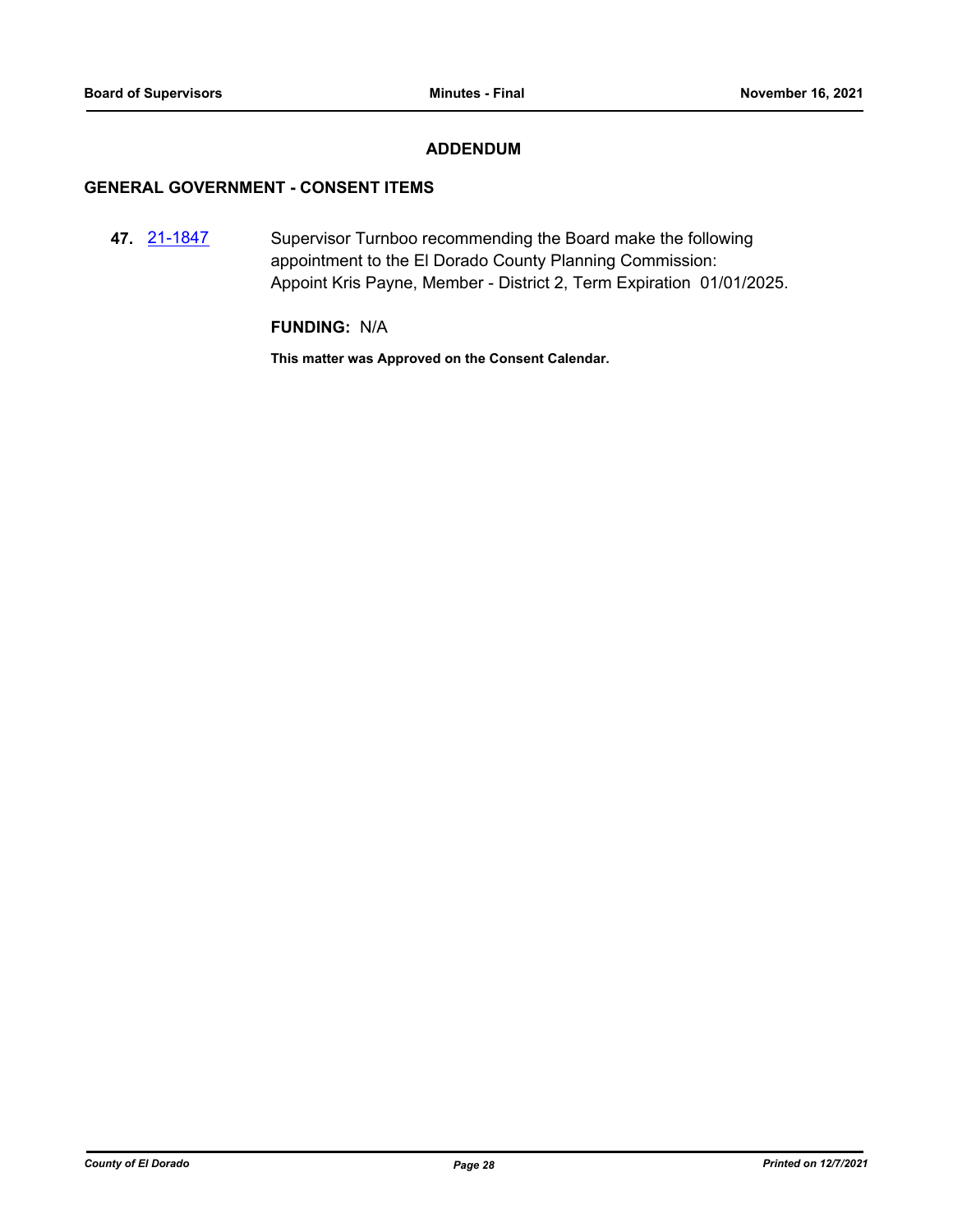## ADDENDUM

### GENERAL GOVERNMENT - CONSENT ITEMS

**47.** 21-1847 Supervisor Turnboo recommending the Board make the following appointment to the El Dorado County Planning Commission: Appoint Kris Payne, Member - District 2, Term Expiration 01/01/2025.

**FUNDING:** N/A

**This matter was Approved on the Consent Calendar.**